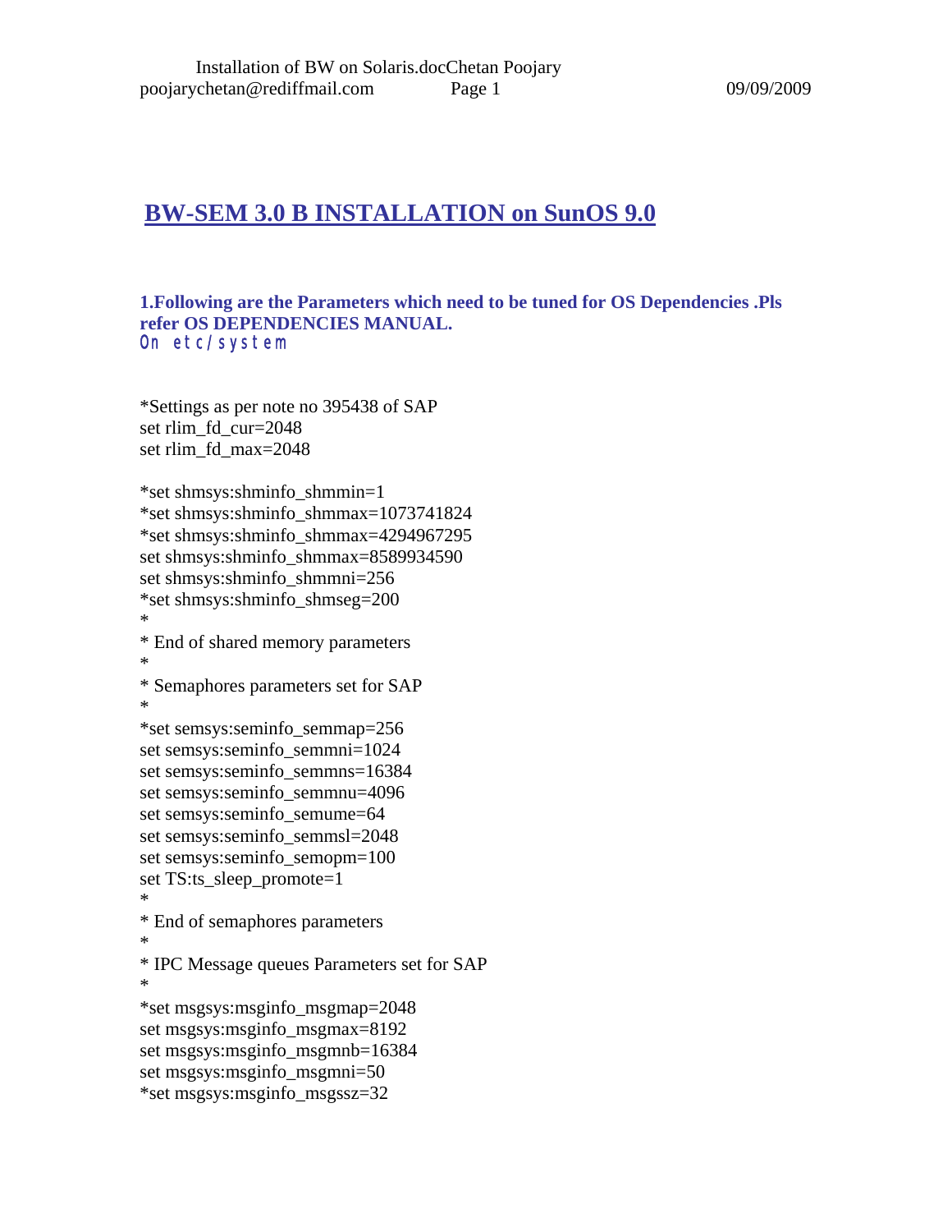# BW-SEM 3.0 B INSTALLATION on SunOS 9.0

**1.Following are the Parameters which need to be tuned for OS Dependencies .Pls refer OS DEPENDENCIES MANUAL.**

On etc/system

```
*Settings as per note no 395438 of SAP
set rlim_fd_cur=2048
set rlim_fd_max=2048

*set shmsys:shminfo_shmmin=1
*set shmsys:shminfo_shmmax=1073741824
*set shmsys:shminfo_shmmax=4294967295
set shmsys:shminfo_shmmax=8589934590
set shmsys:shminfo_shmmni=256
*set shmsys:shminfo_shmseg=200
*
* End of shared memory parameters
*
* Semaphores parameters set for SAP
*
*set semsys:seminfo_semmap=256
set semsys:seminfo_semmni=1024
set semsys:seminfo_semmns=16384
set semsys:seminfo_semmnu=4096
set semsys:seminfo_semume=64
set semsys:seminfo_semmsl=2048
set semsys:seminfo_semopm=100
set TS:ts_sleep_promote=1
*
* End of semaphores parameters
*
* IPC Message queues Parameters set for SAP
*
*set msgsys:msginfo_msgmap=2048
set msgsys:msginfo_msgmax=8192
set msgsys:msginfo_msgmnb=16384
set msgsys:msginfo_msgmni=50
*set msgsys:msginfo_msgssz=32
```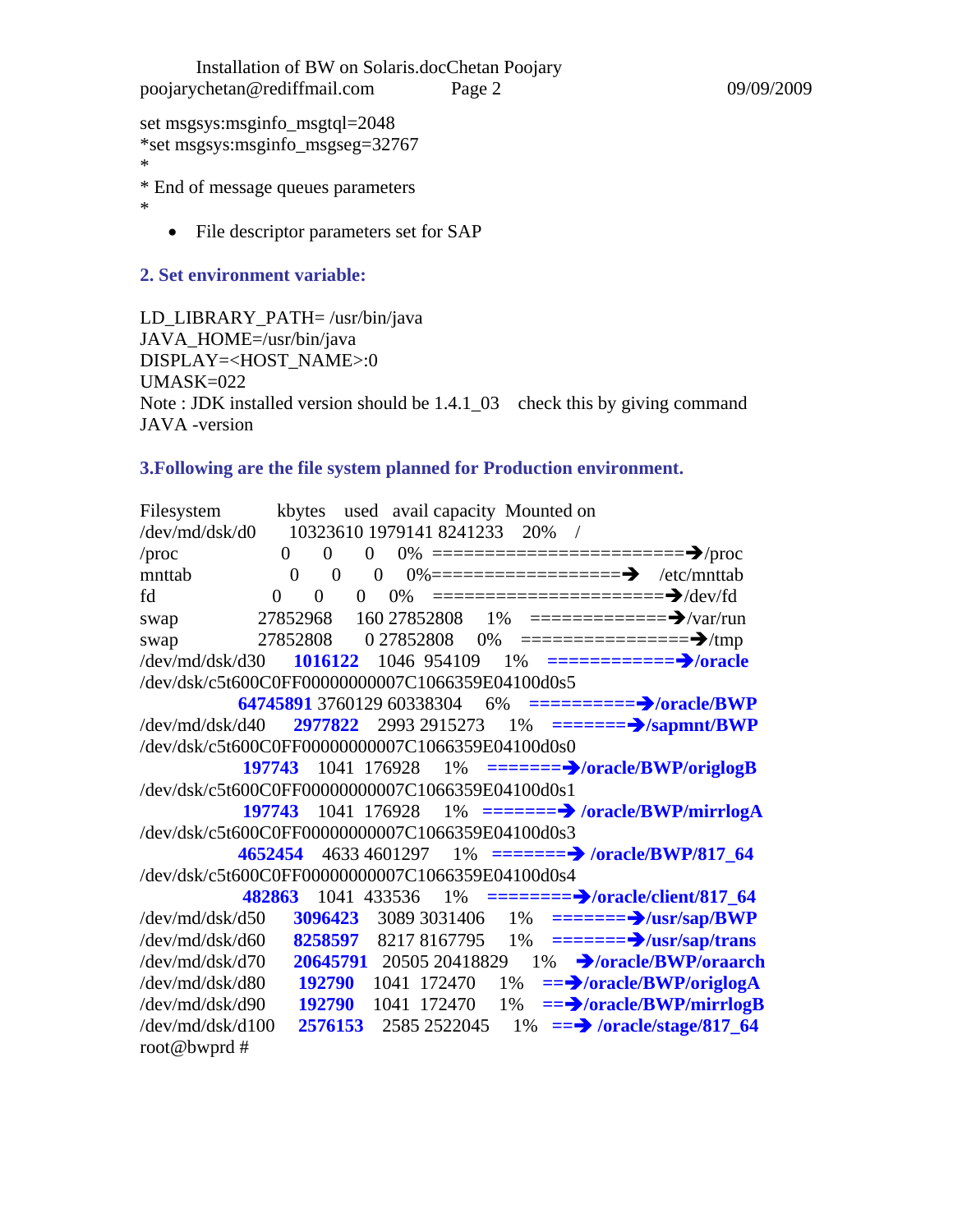set msgsys:msginfo_msgtql=2048
*set msgsys:msginfo_msgseg=32767
*
* End of message queues parameters
*

- File descriptor parameters set for SAP

### 2. Set environment variable:

LD_LIBRARY_PATH= /usr/bin/java
JAVA_HOME=/usr/bin/java
DISPLAY=<HOST_NAME>:0
UMASK=022
Note : JDK installed version should be 1.4.1_03 check this by giving command JAVA -version

### 3.Following are the file system planned for Production environment.

```
Filesystem          kbytes    used   avail capacity  Mounted on
/dev/md/dsk/d0      10323610 1979141 8241233   20%   /
/proc                0      0      0    0%  ========================➔/proc
mnttab               0      0      0    0%==================➔  /etc/mnttab
fd                   0      0      0    0%  =====================➔/dev/fd
swap             27852968    160 27852808   1%   =============➔/var/run
swap             27852808      0 27852808   0%   ================➔/tmp
/dev/md/dsk/d30     1016122   1046  954109   1%   ============➔/oracle
/dev/dsk/c5t600C0FF00000000007C1066359E04100d0s5
                 64745891 3760129 60338304   6%   ==========➔/oracle/BWP
/dev/md/dsk/d40     2977822   2993 2915273   1%   =======➔/sapmnt/BWP
/dev/dsk/c5t600C0FF00000000007C1066359E04100d0s0
                  197743   1041  176928   1%   =======➔/oracle/BWP/origlogB
/dev/dsk/c5t600C0FF00000000007C1066359E04100d0s1
                  197743   1041  176928   1%   =======➔ /oracle/BWP/mirrlogA
/dev/dsk/c5t600C0FF00000000007C1066359E04100d0s3
                 4652454   4633 4601297   1%   =======➔ /oracle/BWP/817_64
/dev/dsk/c5t600C0FF00000000007C1066359E04100d0s4
                  482863   1041  433536   1%   ========➔/oracle/client/817_64
/dev/md/dsk/d50     3096423   3089 3031406   1%   =======➔/usr/sap/BWP
/dev/md/dsk/d60     8258597   8217 8167795   1%   =======➔/usr/sap/trans
/dev/md/dsk/d70    20645791  20505 20418829   1%   ➔/oracle/BWP/oraarch
/dev/md/dsk/d80      192790   1041  172470   1%   ==➔/oracle/BWP/origlogA
/dev/md/dsk/d90      192790   1041  172470   1%   ==➔/oracle/BWP/mirrlogB
/dev/md/dsk/d100    2576153   2585 2522045   1%   ==➔ /oracle/stage/817_64
root@bwprd #
```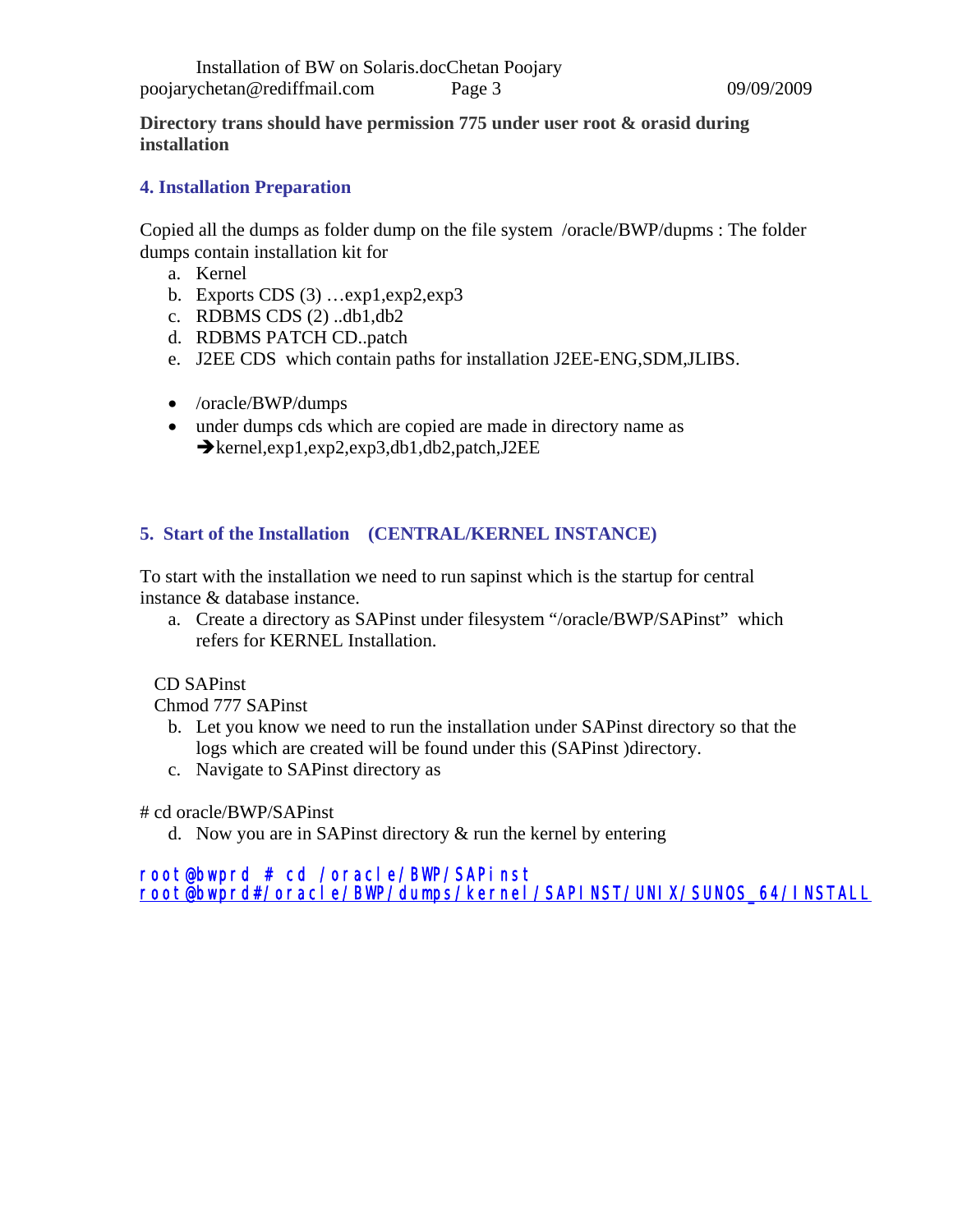**Directory trans should have permission 775 under user root & orasid during installation**

## 4. Installation Preparation

Copied all the dumps as folder dump on the file system /oracle/BWP/dupms : The folder dumps contain installation kit for

a. Kernel
b. Exports CDS (3) …exp1,exp2,exp3
c. RDBMS CDS (2) ..db1,db2
d. RDBMS PATCH CD..patch
e. J2EE CDS which contain paths for installation J2EE-ENG,SDM,JLIBS.

- /oracle/BWP/dumps
- under dumps cds which are copied are made in directory name as ➔kernel,exp1,exp2,exp3,db1,db2,patch,J2EE

## 5. Start of the Installation (CENTRAL/KERNEL INSTANCE)

To start with the installation we need to run sapinst which is the startup for central instance & database instance.

a. Create a directory as SAPinst under filesystem "/oracle/BWP/SAPinst" which refers for KERNEL Installation.

CD SAPinst
Chmod 777 SAPinst

b. Let you know we need to run the installation under SAPinst directory so that the logs which are created will be found under this (SAPinst )directory.
c. Navigate to SAPinst directory as

\# cd oracle/BWP/SAPinst

d. Now you are in SAPinst directory & run the kernel by entering

```
root@bwprd # cd /oracle/BWP/SAPinst
root@bwprd#/oracle/BWP/dumps/kernel/SAPINST/UNIX/SUNOS_64/INSTALL
```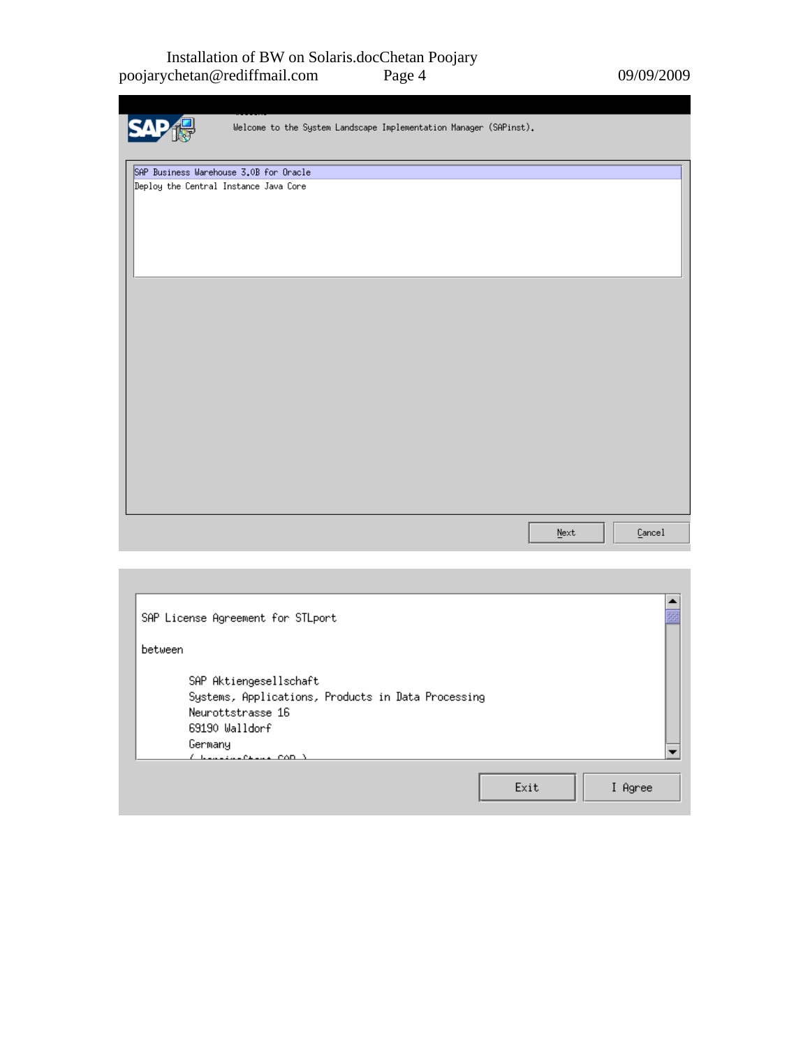Welcome to the System Landscape Implementation Manager (SAPinst).

SAP Business Warehouse 3.0B for Oracle
Deploy the Central Instance Java Core

Next Cancel

SAP License Agreement for STLport

between

SAP Aktiengesellschaft
Systems, Applications, Products in Data Processing
Neurottstrasse 16
69190 Walldorf
Germany

Exit I Agree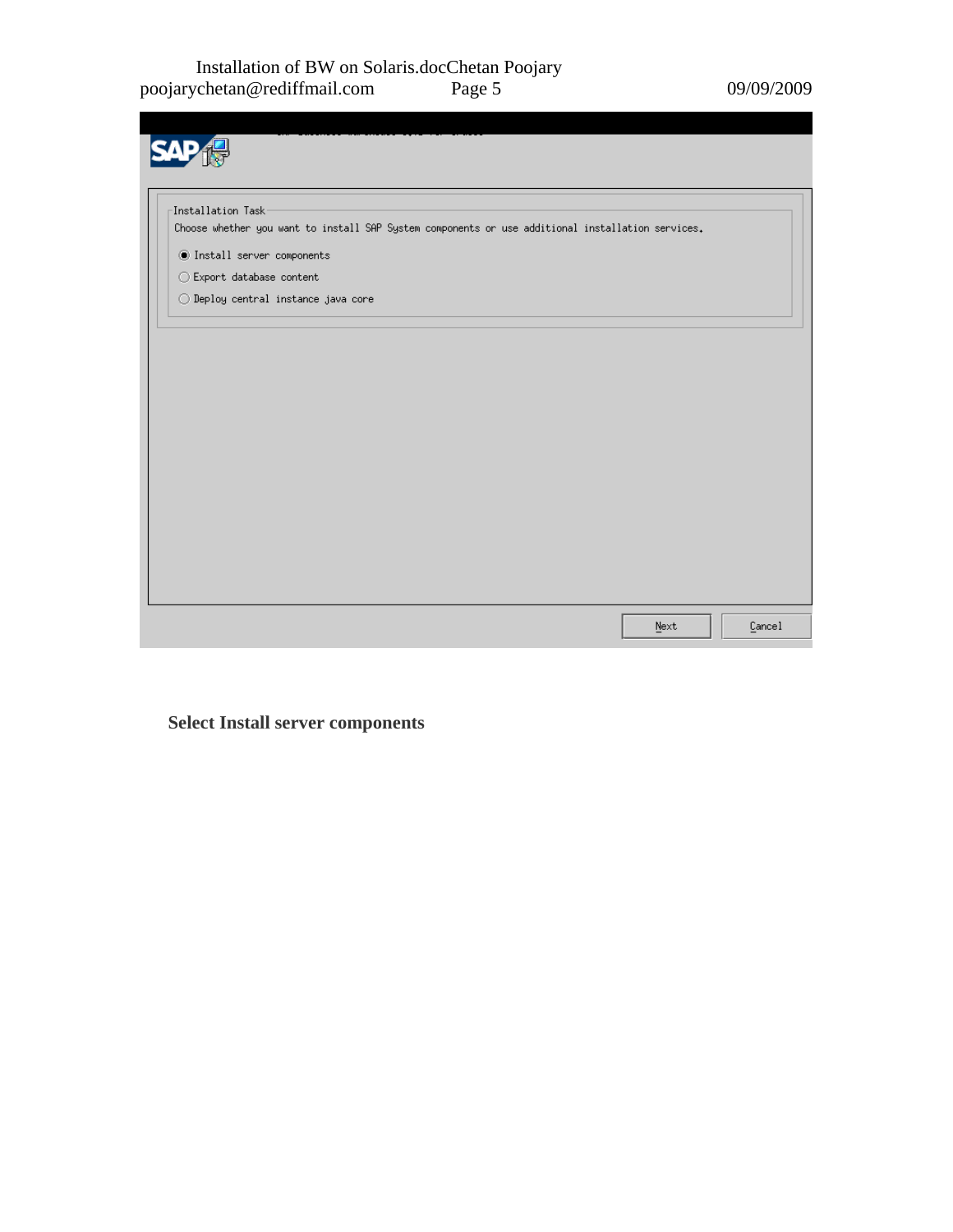Installation Task

Choose whether you want to install SAP System components or use additional installation services.

- (•) Install server components
- ( ) Export database content
- ( ) Deploy central instance java core

Next Cancel

**Select Install server components**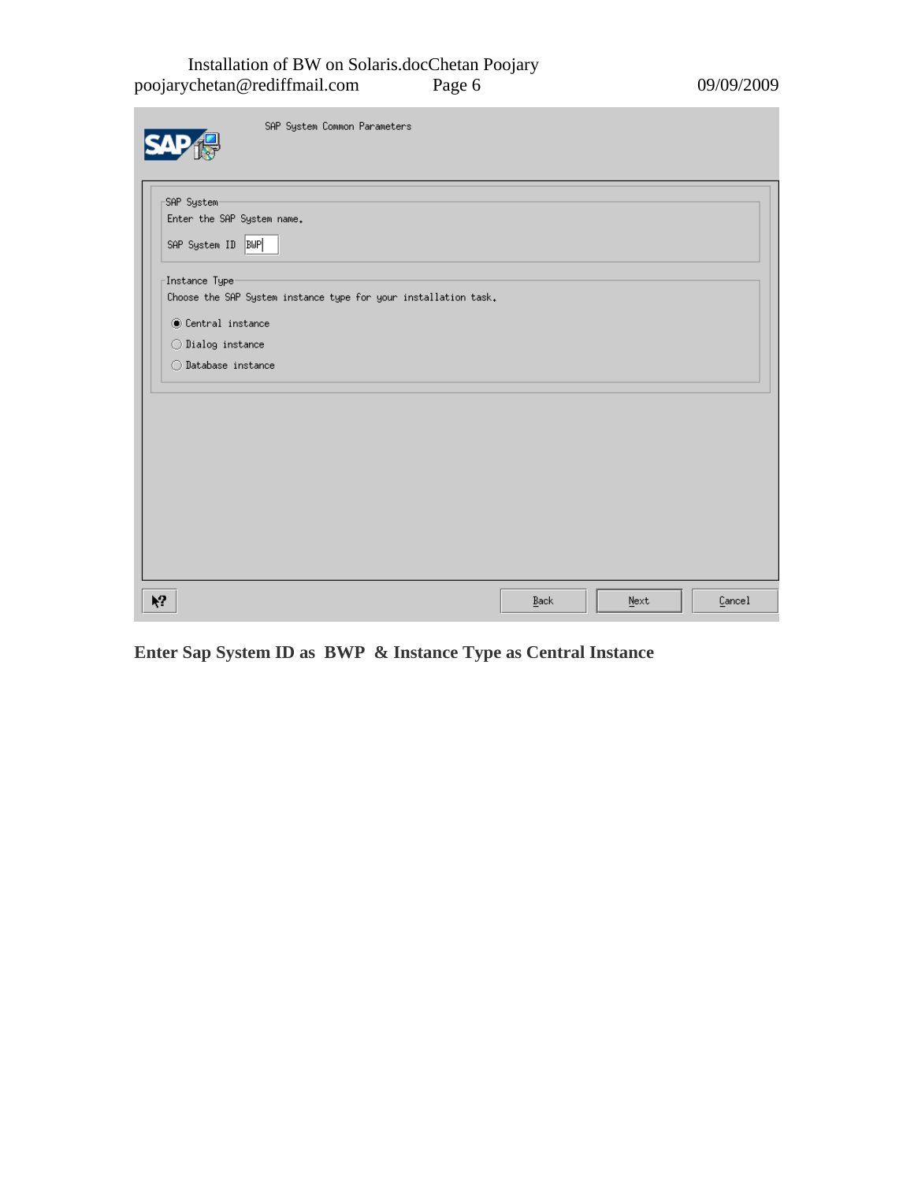SAP System Common Parameters

SAP System

Enter the SAP System name.

SAP System ID BWP

Instance Type

Choose the SAP System instance type for your installation task.

- (•) Central instance
- ( ) Dialog instance
- ( ) Database instance

Back | Next | Cancel

**Enter Sap System ID as BWP & Instance Type as Central Instance**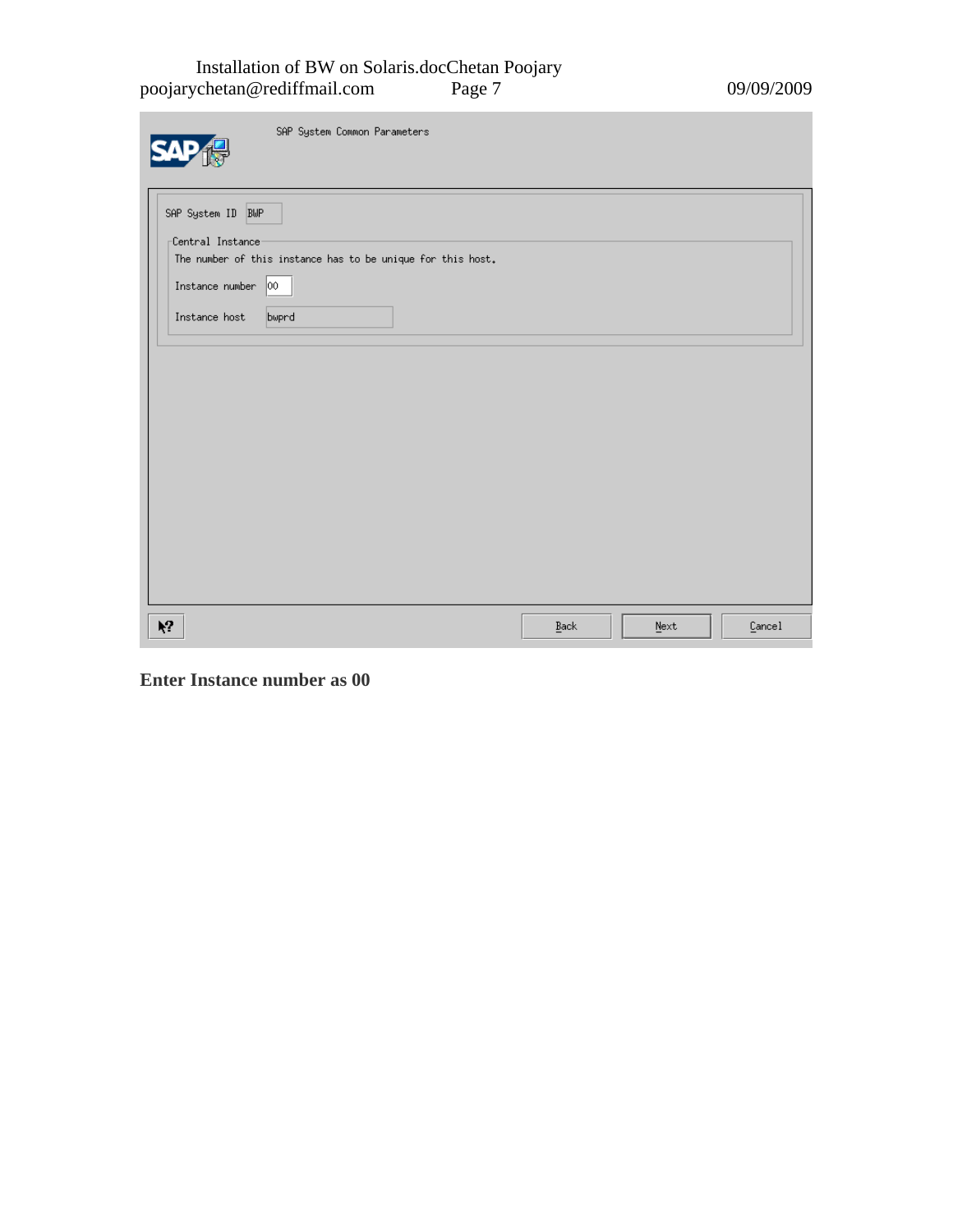SAP System Common Parameters

SAP System ID: BWP

Central Instance

The number of this instance has to be unique for this host.

Instance number: 00

Instance host: bwprd

Back | Next | Cancel

**Enter Instance number as 00**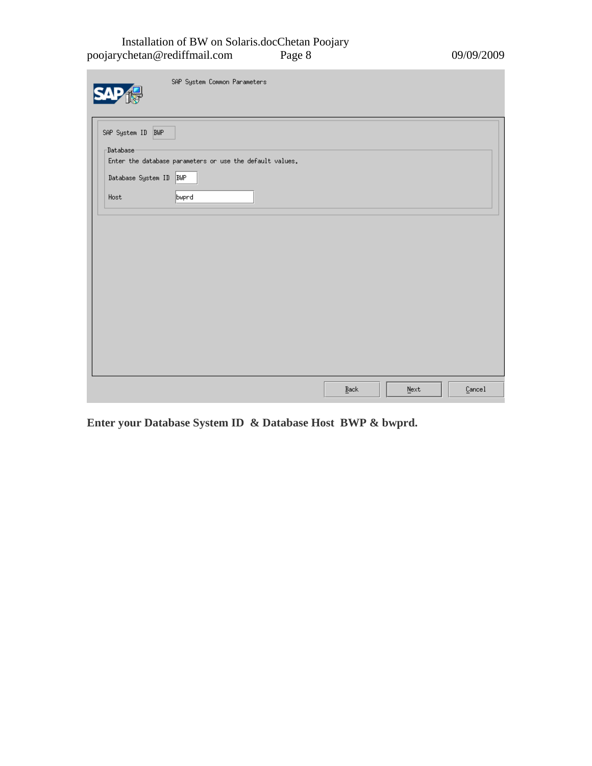SAP System Common Parameters

SAP System ID BWP

Database

Enter the database parameters or use the default values.

Database System ID BWP

Host bwprd

Back Next Cancel

**Enter your Database System ID & Database Host BWP & bwprd.**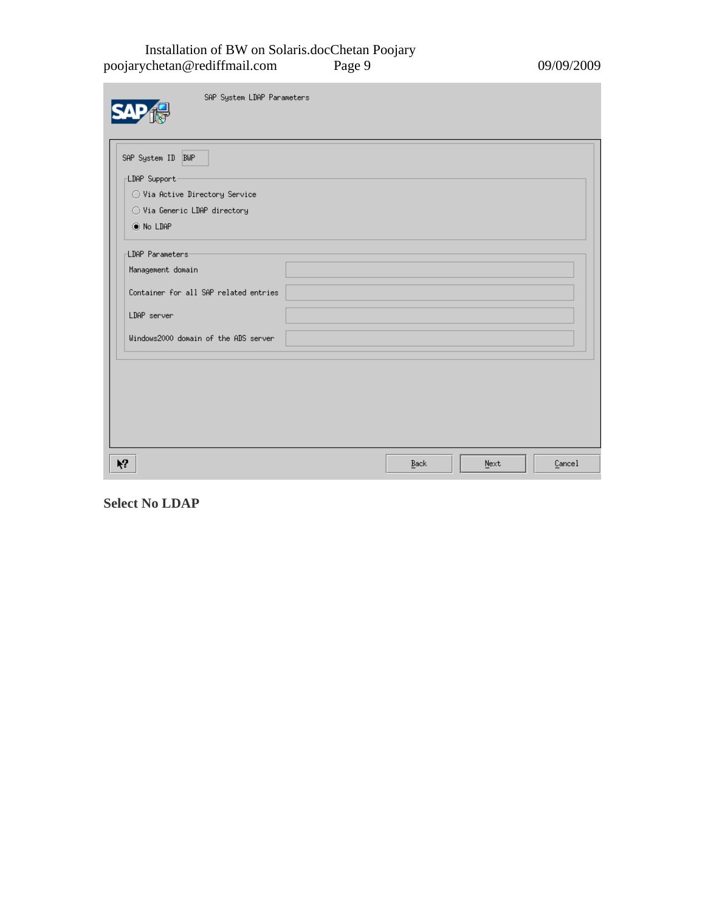SAP System LDAP Parameters

SAP System ID BWP

LDAP Support

- Via Active Directory Service
- Via Generic LDAP directory
- No LDAP

LDAP Parameters

Management domain

Container for all SAP related entries

LDAP server

Windows2000 domain of the ADS server

Back Next Cancel

**Select No LDAP**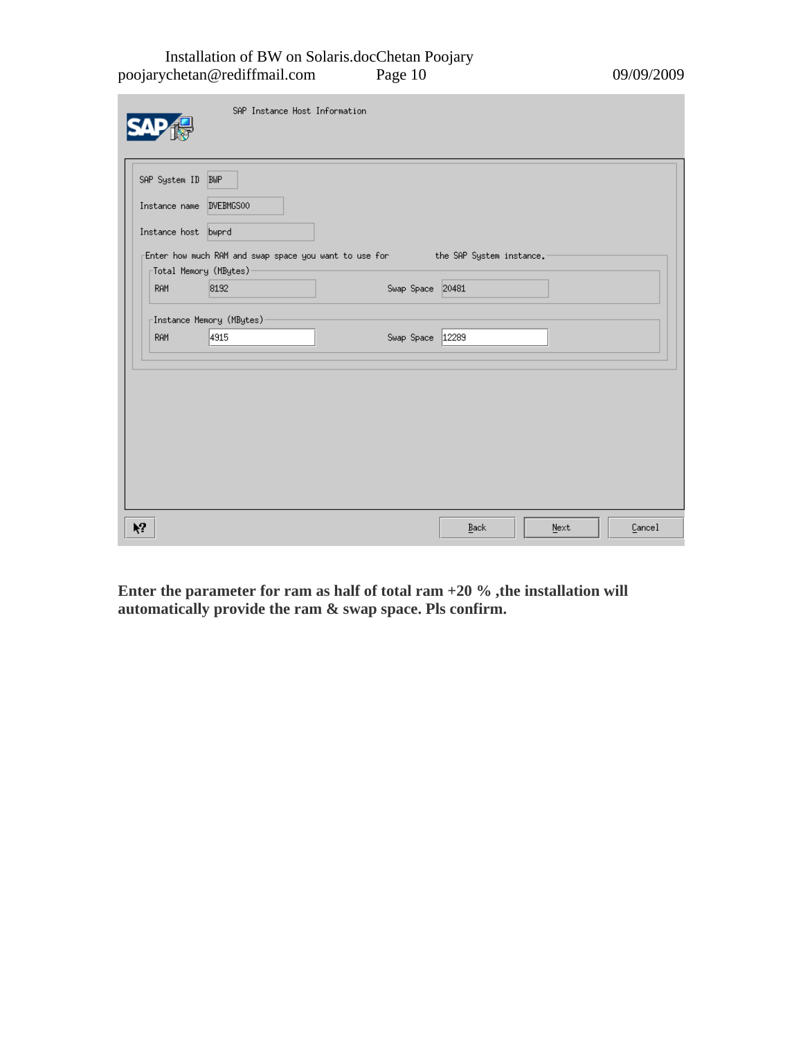SAP Instance Host Information

SAP System ID: BWP

Instance name: DVEBMGS00

Instance host: bwprd

Enter how much RAM and swap space you want to use for the SAP System instance.

Total Memory (MBytes)

| RAM | Swap Space |
|---|---|
| 8192 | 20481 |

Instance Memory (MBytes)

| RAM | Swap Space |
|---|---|
| 4915 | 12289 |

Back | Next | Cancel

**Enter the parameter for ram as half of total ram +20 % ,the installation will automatically provide the ram & swap space. Pls confirm.**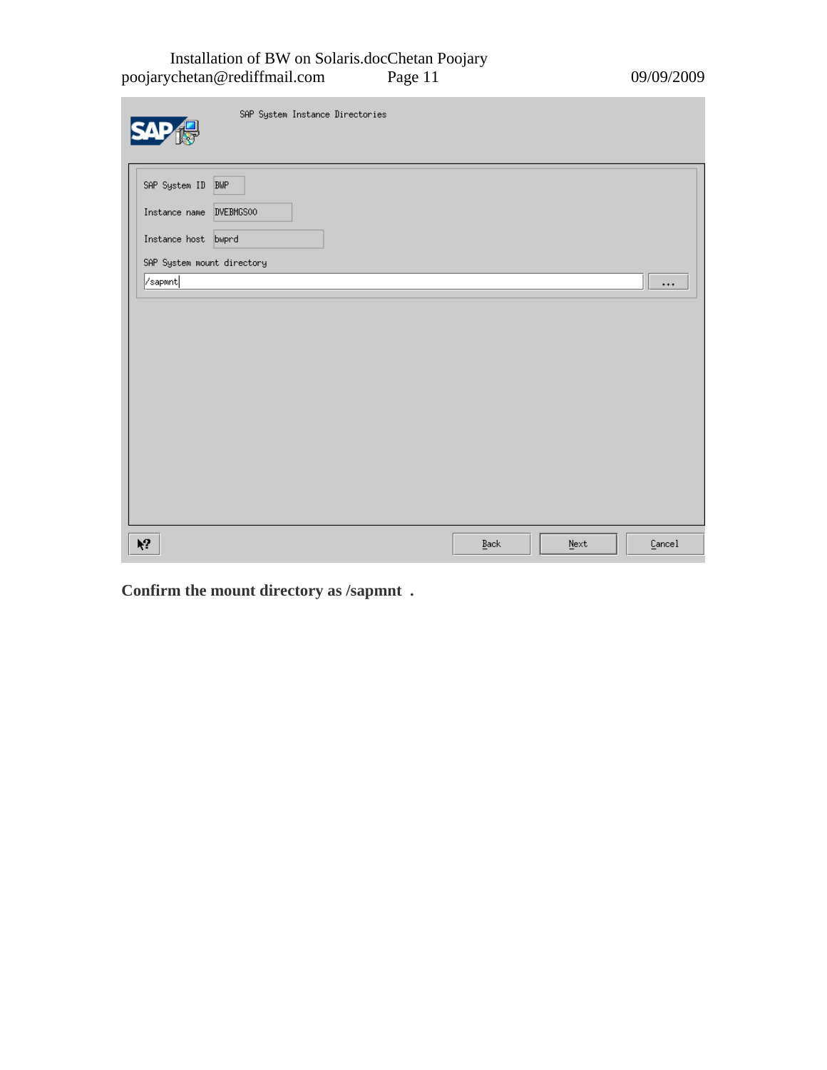SAP System Instance Directories

SAP System ID: BWP

Instance name: DVEBMGS00

Instance host: bwprd

SAP System mount directory: /sapmnt

Back | Next | Cancel

**Confirm the mount directory as /sapmnt .**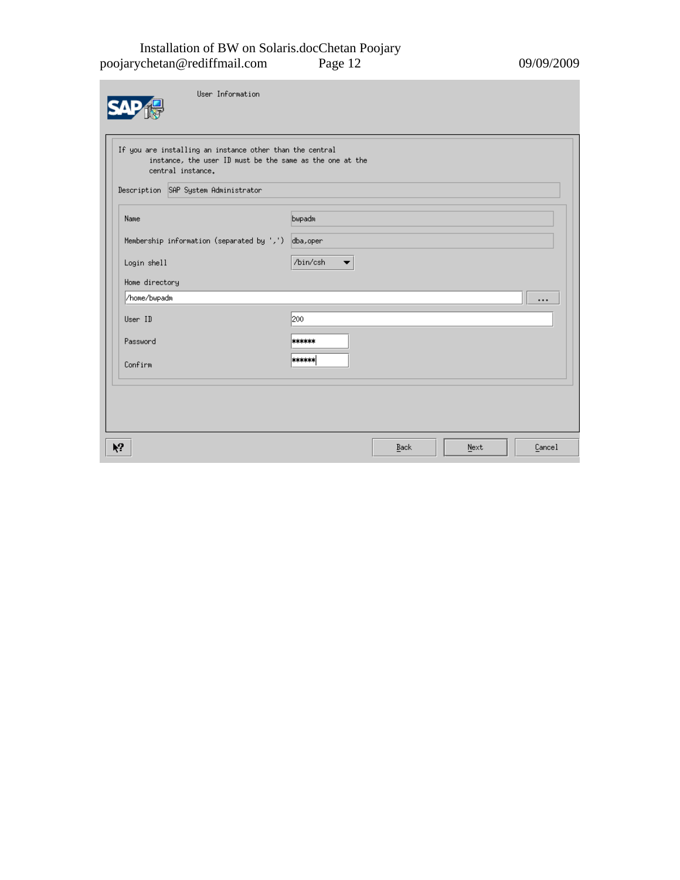User Information

If you are installing an instance other than the central instance, the user ID must be the same as the one at the central instance.

Description: SAP System Administrator

| Field | Value |
| --- | --- |
| Name | bwpadm |
| Membership information (separated by ',') | dba,oper |
| Login shell | /bin/csh |
| Home directory | /home/bwpadm |
| User ID | 200 |
| Password | ****** |
| Confirm | ****** |

Back | Next | Cancel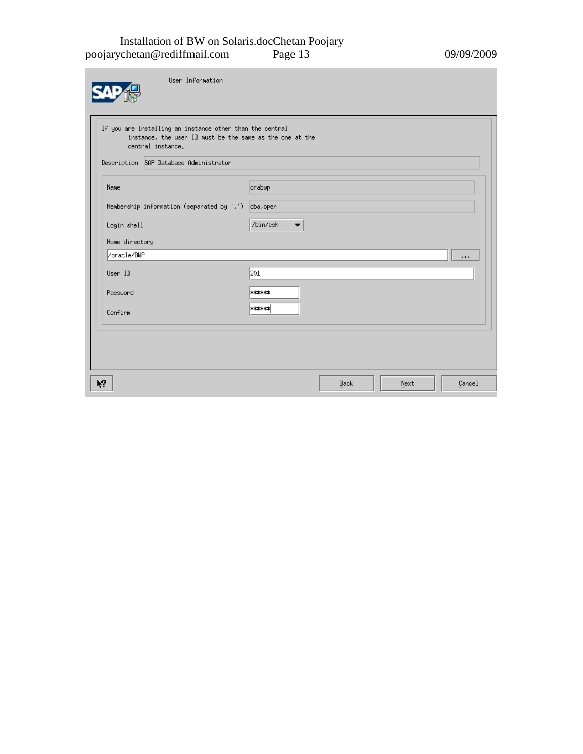User Information

If you are installing an instance other than the central instance, the user ID must be the same as the one at the central instance.

Description: SAP Database Administrator

| Field | Value |
| --- | --- |
| Name | orabwp |
| Membership information (separated by ',') | dba,oper |
| Login shell | /bin/csh |
| Home directory | /oracle/BWP |
| User ID | 201 |
| Password | ****** |
| Confirm | ****** |

Back | Next | Cancel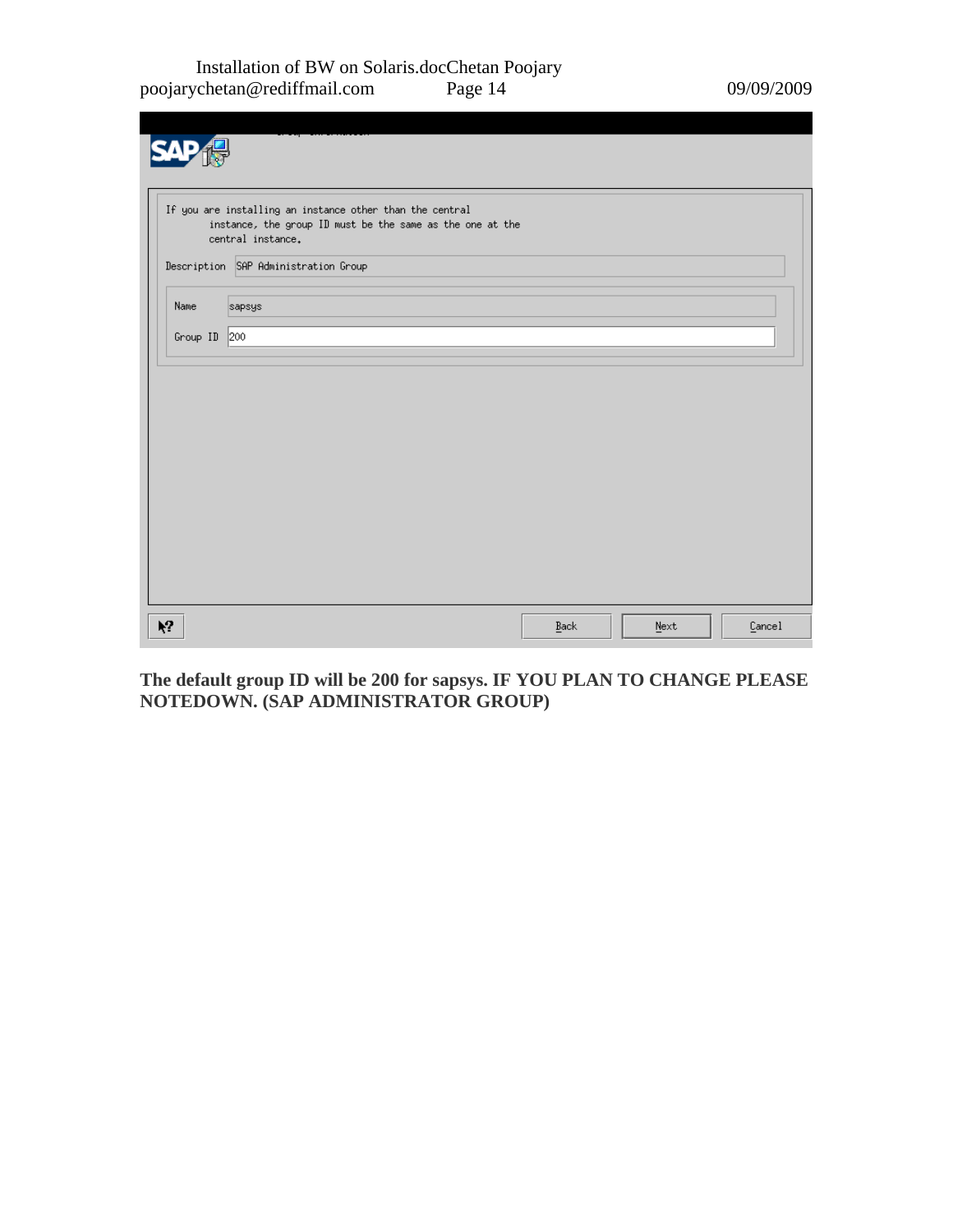If you are installing an instance other than the central instance, the group ID must be the same as the one at the central instance.

Description: SAP Administration Group

Name: sapsys

Group ID: 200

Back | Next | Cancel

**The default group ID will be 200 for sapsys. IF YOU PLAN TO CHANGE PLEASE NOTEDOWN. (SAP ADMINISTRATOR GROUP)**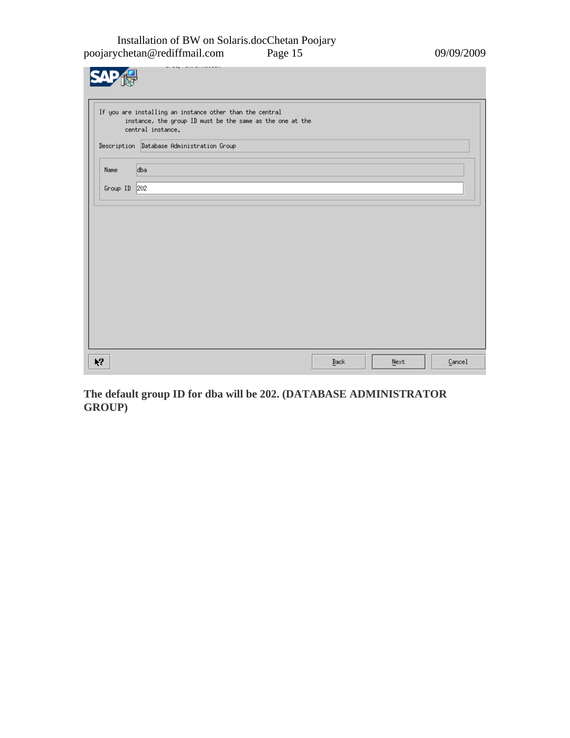If you are installing an instance other than the central instance, the group ID must be the same as the one at the central instance.

Description: Database Administration Group

Name: dba

Group ID: 202

Back | Next | Cancel

**The default group ID for dba will be 202. (DATABASE ADMINISTRATOR GROUP)**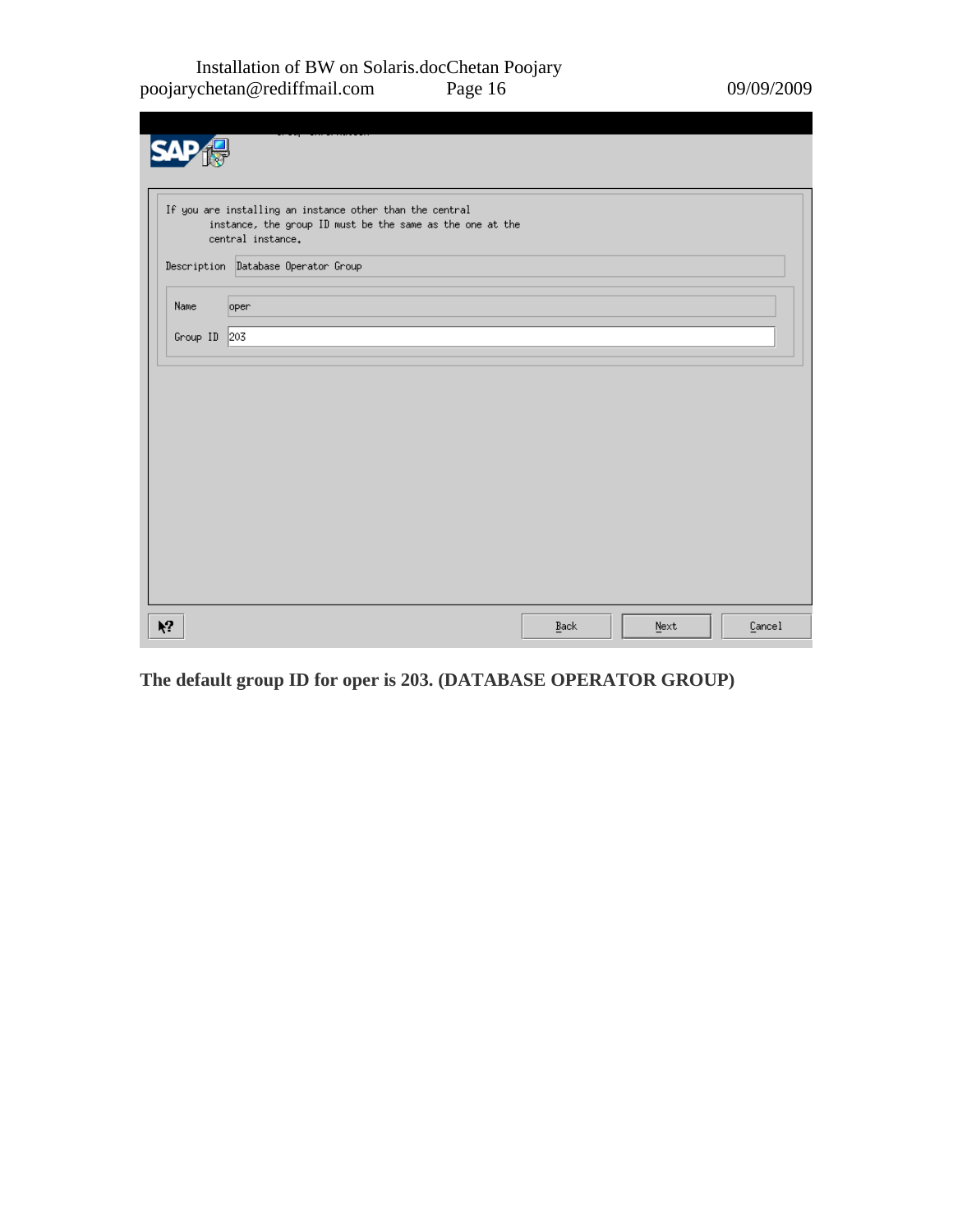If you are installing an instance other than the central instance, the group ID must be the same as the one at the central instance.

Description: Database Operator Group

Name: oper

Group ID: 203

Back | Next | Cancel

**The default group ID for oper is 203. (DATABASE OPERATOR GROUP)**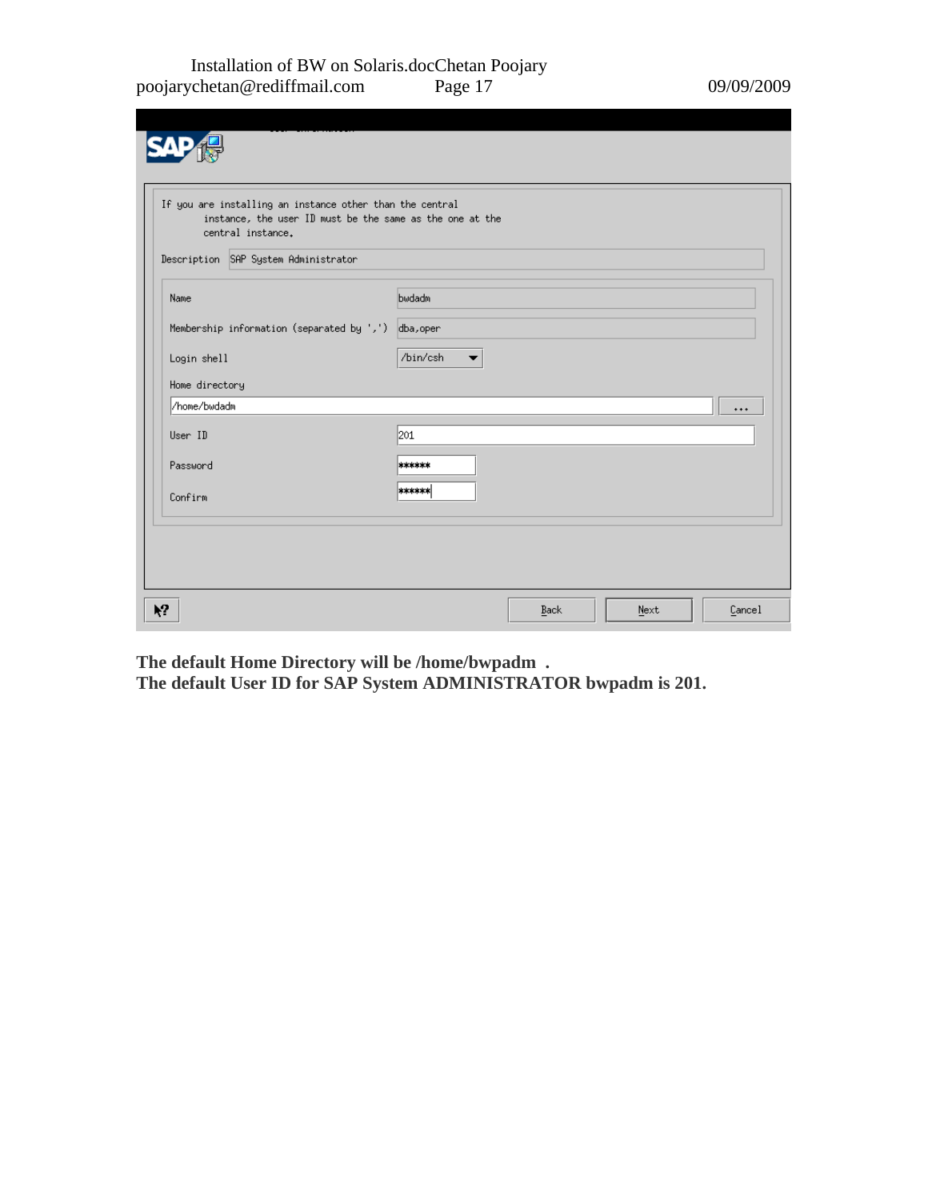If you are installing an instance other than the central instance, the user ID must be the same as the one at the central instance.

Description: SAP System Administrator

| Field | Value |
| --- | --- |
| Name | bwdadm |
| Membership information (separated by ',') | dba,oper |
| Login shell | /bin/csh |
| Home directory | /home/bwdadm |
| User ID | 201 |
| Password | ****** |
| Confirm | ****** |

Back | Next | Cancel

**The default Home Directory will be /home/bwpadm .**
**The default User ID for SAP System ADMINISTRATOR bwpadm is 201.**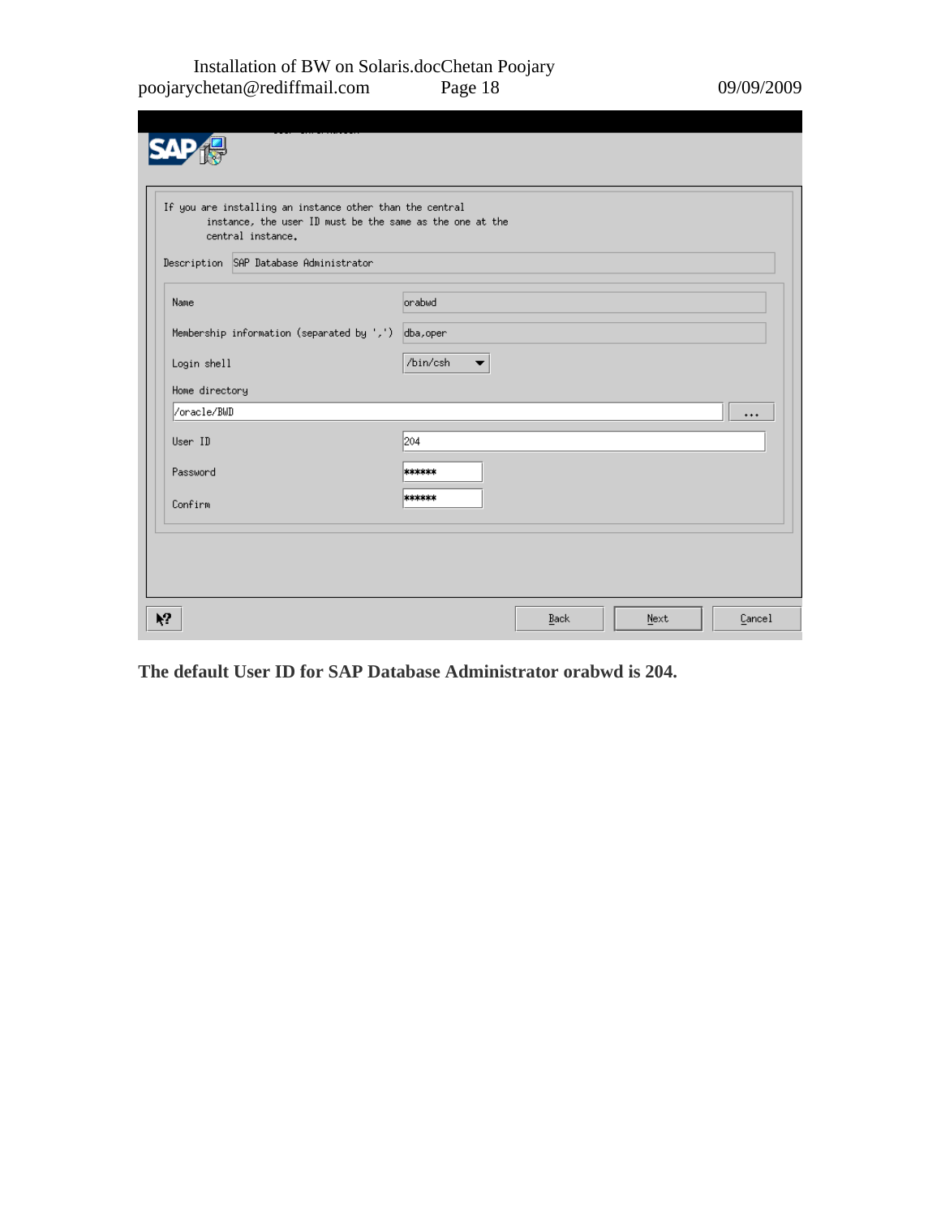If you are installing an instance other than the central instance, the user ID must be the same as the one at the central instance.

| Field | Value |
| --- | --- |
| Description | SAP Database Administrator |
| Name | orabwd |
| Membership information (separated by ',') | dba,oper |
| Login shell | /bin/csh |
| Home directory | /oracle/BWD |
| User ID | 204 |
| Password | ****** |
| Confirm | ****** |

Back | Next | Cancel

**The default User ID for SAP Database Administrator orabwd is 204.**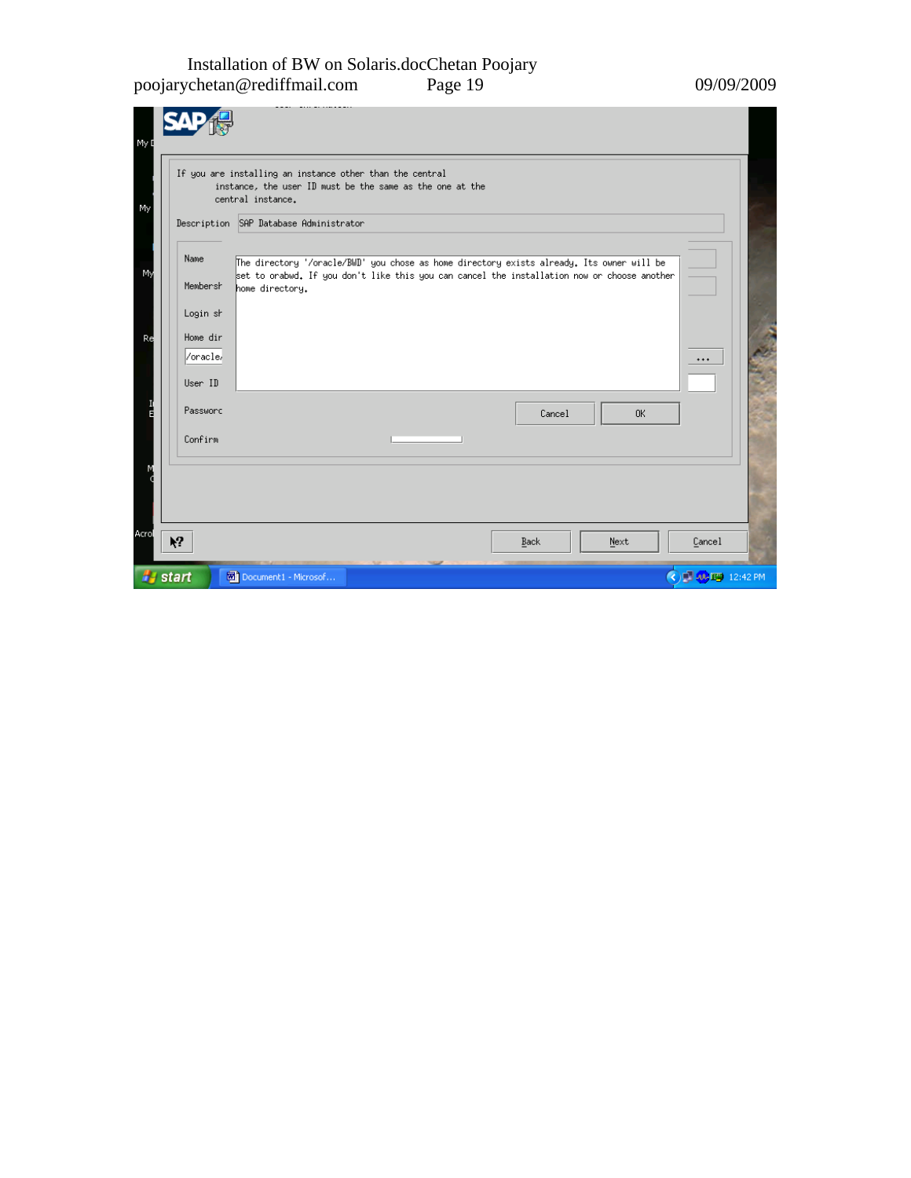If you are installing an instance other than the central instance, the user ID must be the same as the one at the central instance.

Description SAP Database Administrator

Name

Membersh

Login sh

Home dir

/oracle/

User ID

Password

Confirm

The directory '/oracle/BWD' you chose as home directory exists already. Its owner will be set to orabwd. If you don't like this you can cancel the installation now or choose another home directory.

Cancel OK

Back Next Cancel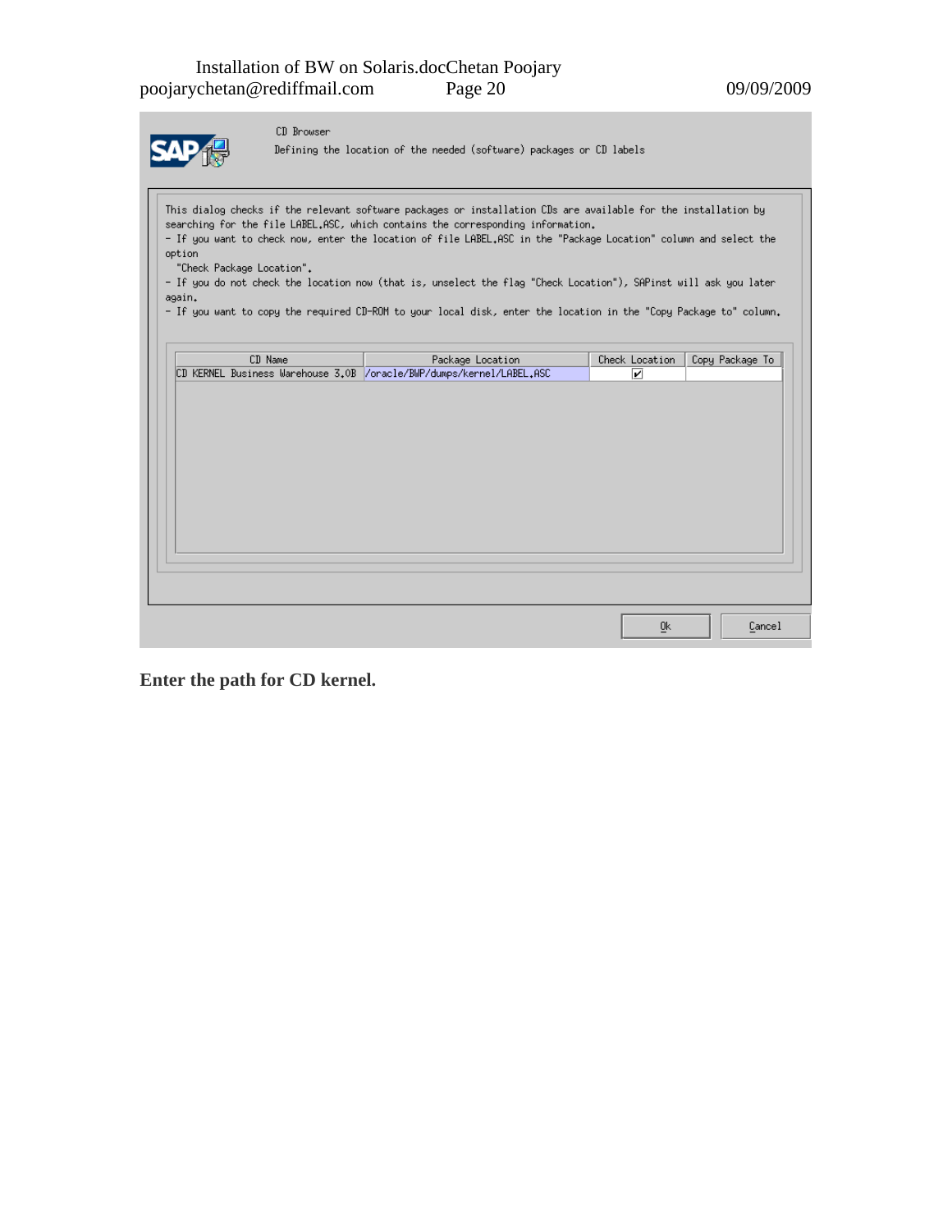CD Browser

Defining the location of the needed (software) packages or CD labels

This dialog checks if the relevant software packages or installation CDs are available for the installation by searching for the file LABEL.ASC, which contains the corresponding information.
- If you want to check now, enter the location of file LABEL.ASC in the "Package Location" column and select the option "Check Package Location".
- If you do not check the location now (that is, unselect the flag "Check Location"), SAPinst will ask you later again.
- If you want to copy the required CD-ROM to your local disk, enter the location in the "Copy Package to" column.

| CD Name | Package Location | Check Location | Copy Package To |
|---|---|---|---|
| CD KERNEL Business Warehouse 3.0B | /oracle/BWP/dumps/kernel/LABEL.ASC | ☑ | |

Ok    Cancel

**Enter the path for CD kernel.**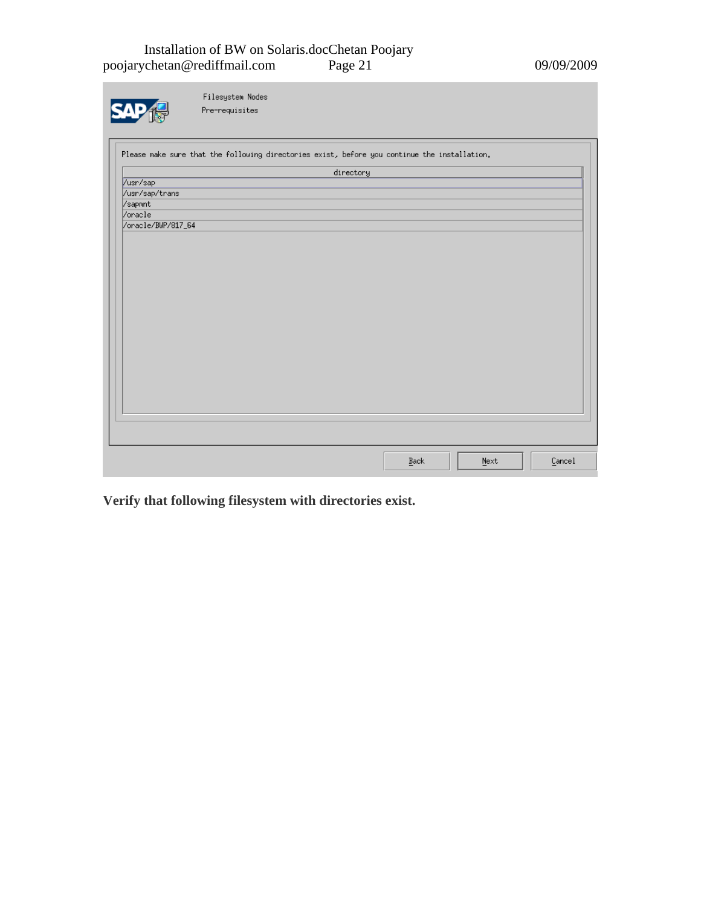Filesystem Nodes

Pre-requisites

Please make sure that the following directories exist, before you continue the installation.

| directory |
| --- |
| /usr/sap |
| /usr/sap/trans |
| /sapmnt |
| /oracle |
| /oracle/BWP/817_64 |

Back Next Cancel

**Verify that following filesystem with directories exist.**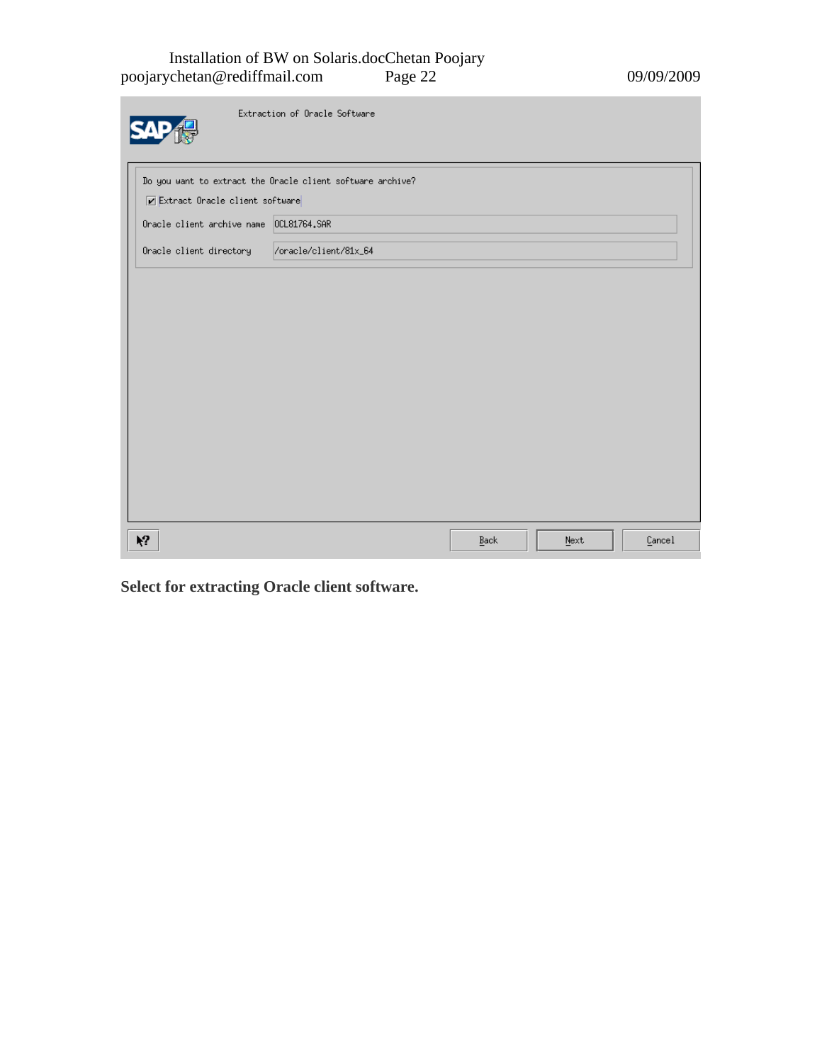Extraction of Oracle Software

Do you want to extract the Oracle client software archive?

☑ Extract Oracle client software

Oracle client archive name: OCL81764.SAR

Oracle client directory: /oracle/client/81x_64

Back | Next | Cancel

**Select for extracting Oracle client software.**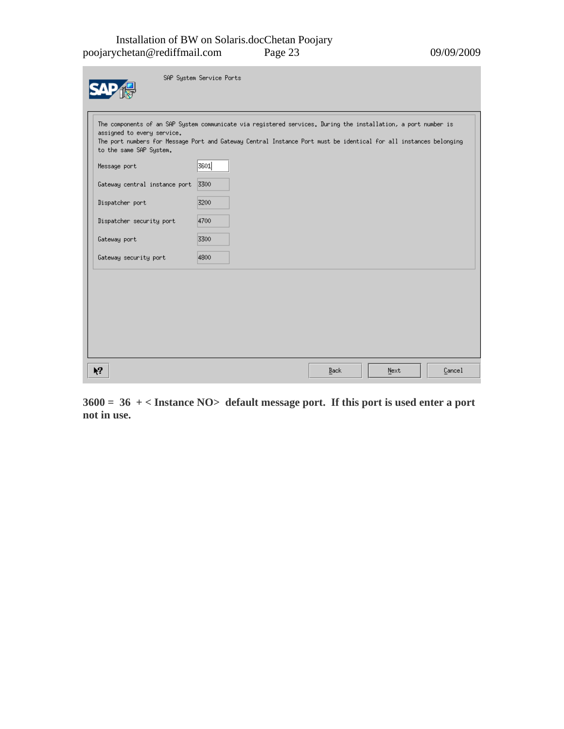SAP System Service Ports

The components of an SAP System communicate via registered services. During the installation, a port number is assigned to every service.
The port numbers for Message Port and Gateway Central Instance Port must be identical for all instances belonging to the same SAP System.

| | |
|---|---|
| Message port | 3601 |
| Gateway central instance port | 3300 |
| Dispatcher port | 3200 |
| Dispatcher security port | 4700 |
| Gateway port | 3300 |
| Gateway security port | 4800 |

Back Next Cancel

**3600 = 36 + < Instance NO> default message port. If this port is used enter a port not in use.**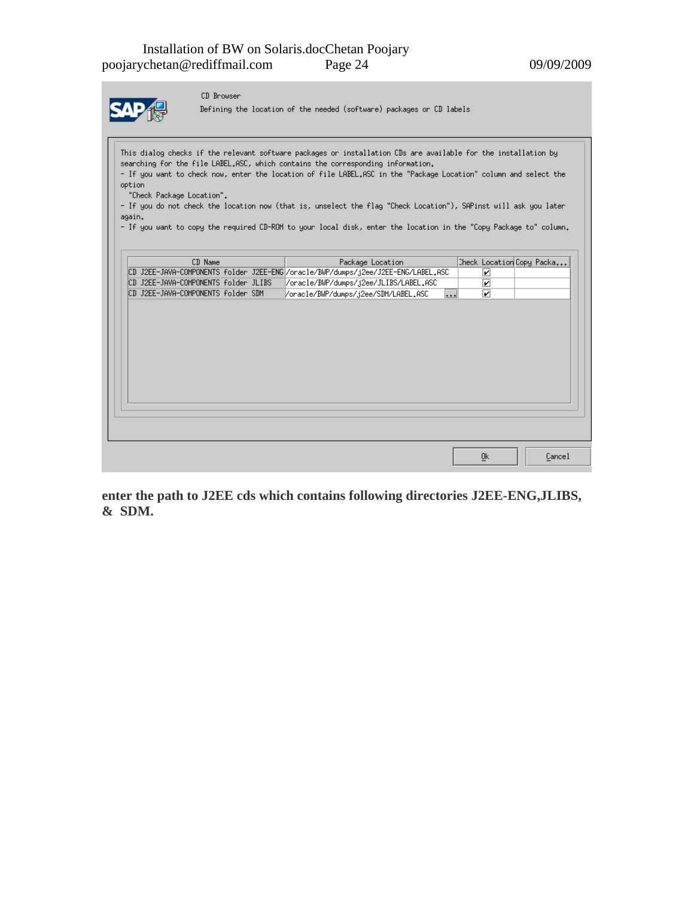CD Browser

Defining the location of the needed (software) packages or CD labels

This dialog checks if the relevant software packages or installation CDs are available for the installation by searching for the file LABEL.ASC, which contains the corresponding information.
- If you want to check now, enter the location of file LABEL.ASC in the "Package Location" column and select the option
  "Check Package Location".
- If you do not check the location now (that is, unselect the flag "Check Location"), SAPinst will ask you later again.
- If you want to copy the required CD-ROM to your local disk, enter the location in the "Copy Package to" column.

| CD Name | Package Location | Check Location | Copy Packa... |
|---|---|---|---|
| CD J2EE-JAVA-COMPONENTS folder J2EE-ENG | /oracle/BWP/dumps/j2ee/J2EE-ENG/LABEL.ASC | ☑ | |
| CD J2EE-JAVA-COMPONENTS folder JLIBS | /oracle/BWP/dumps/j2ee/JLIBS/LABEL.ASC | ☑ | |
| CD J2EE-JAVA-COMPONENTS folder SDM | /oracle/BWP/dumps/j2ee/SDM/LABEL.ASC | ☑ | |

Ok    Cancel

**enter the path to J2EE cds which contains following directories J2EE-ENG,JLIBS, & SDM.**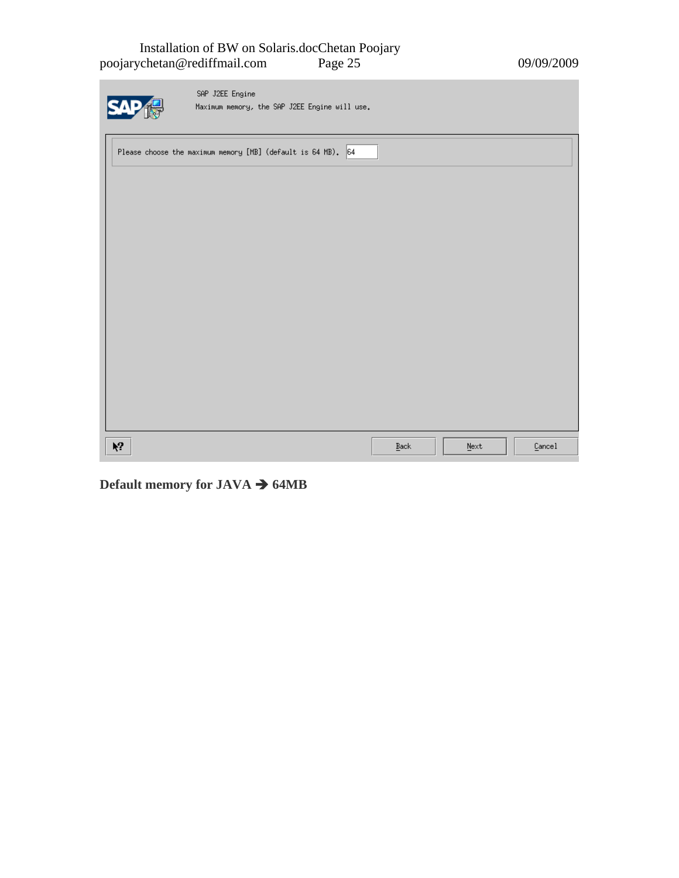SAP J2EE Engine

Maximum memory, the SAP J2EE Engine will use.

Please choose the maximum memory [MB] (default is 64 MB). 64

Back Next Cancel

**Default memory for JAVA → 64MB**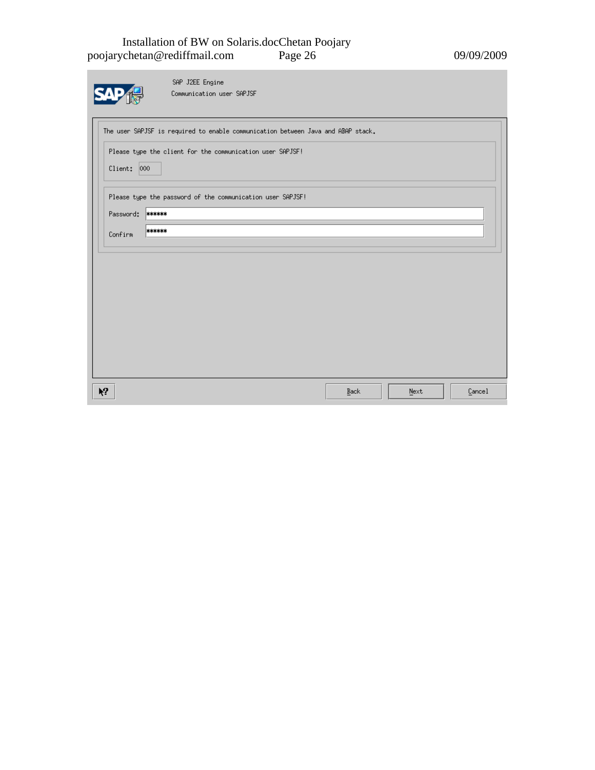SAP J2EE Engine

Communication user SAPJSF

The user SAPJSF is required to enable communication between Java and ABAP stack.

Please type the client for the communication user SAPJSF!

Client: 000

Please type the password of the communication user SAPJSF!

Password: ******

Confirm ******

Back Next Cancel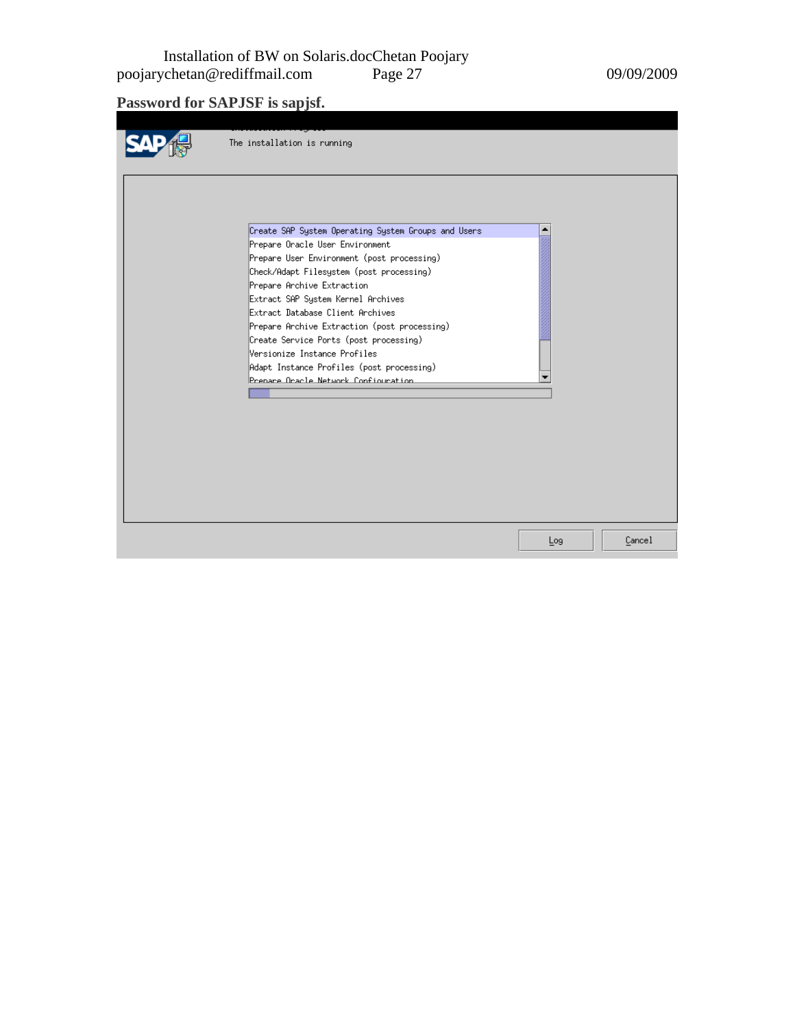**Password for SAPJSF is sapjsf.**

The installation is running

Create SAP System Operating System Groups and Users
Prepare Oracle User Environment
Prepare User Environment (post processing)
Check/Adapt Filesystem (post processing)
Prepare Archive Extraction
Extract SAP System Kernel Archives
Extract Database Client Archives
Prepare Archive Extraction (post processing)
Create Service Ports (post processing)
Versionize Instance Profiles
Adapt Instance Profiles (post processing)
Prepare Oracle Network Configuration

Log Cancel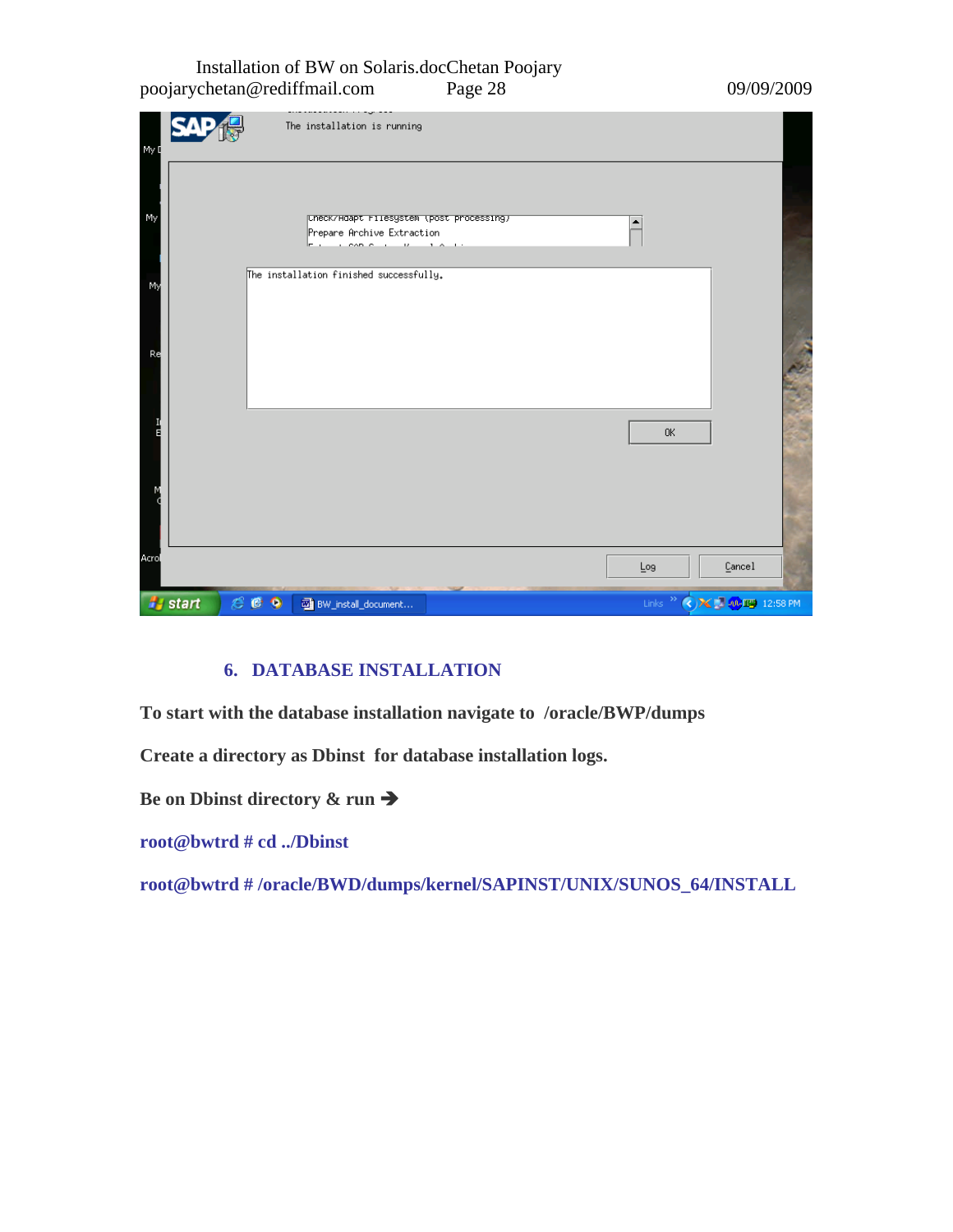## 6. DATABASE INSTALLATION

**To start with the database installation navigate to /oracle/BWP/dumps**

**Create a directory as Dbinst for database installation logs.**

**Be on Dbinst directory & run ➔**

**root@bwtrd # cd ../Dbinst**

**root@bwtrd # /oracle/BWD/dumps/kernel/SAPINST/UNIX/SUNOS_64/INSTALL**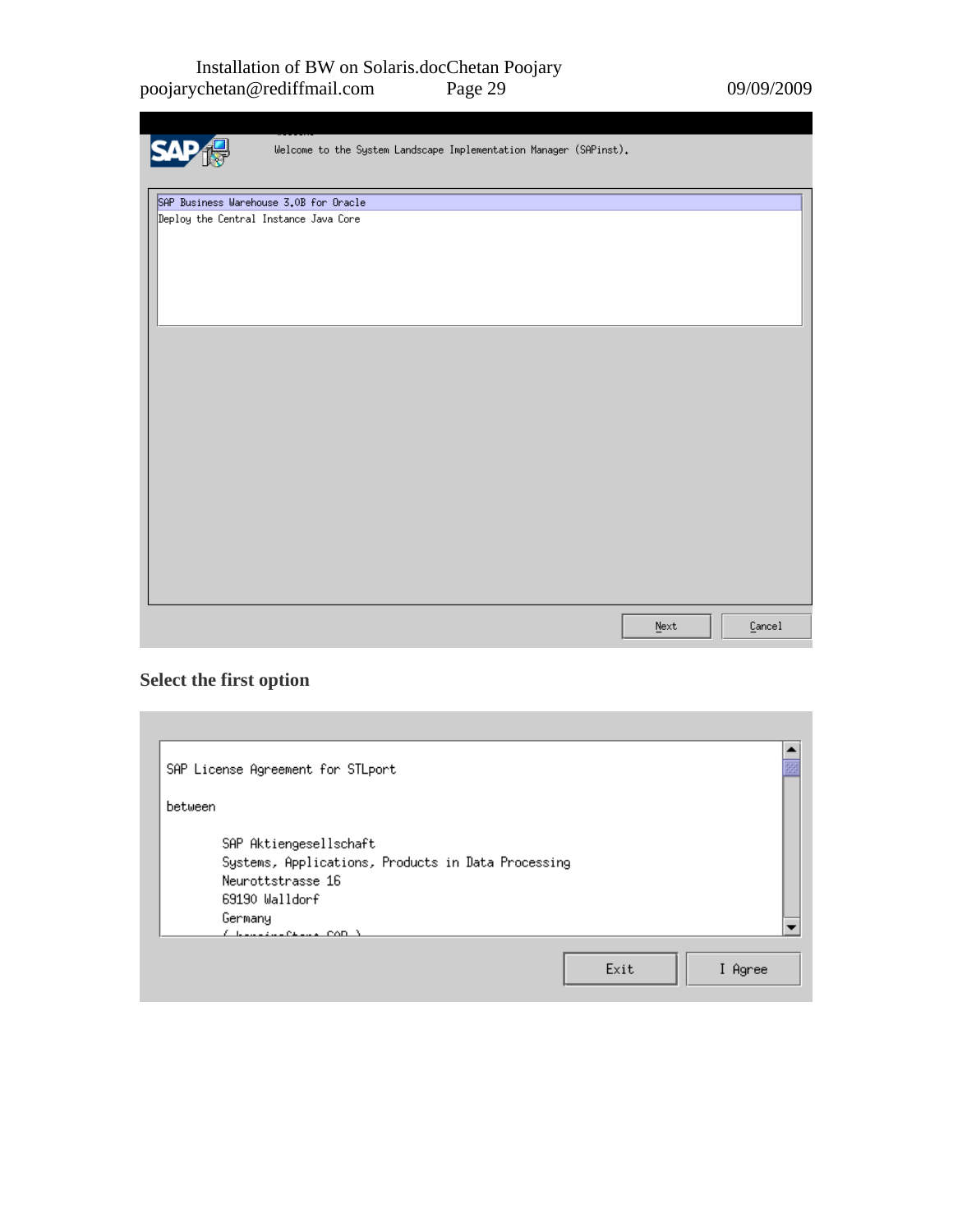Welcome to the System Landscape Implementation Manager (SAPinst).

SAP Business Warehouse 3.0B for Oracle
Deploy the Central Instance Java Core

Next Cancel

**Select the first option**

SAP License Agreement for STLport

between

SAP Aktiengesellschaft
Systems, Applications, Products in Data Processing
Neurottstrasse 16
69190 Walldorf
Germany

Exit I Agree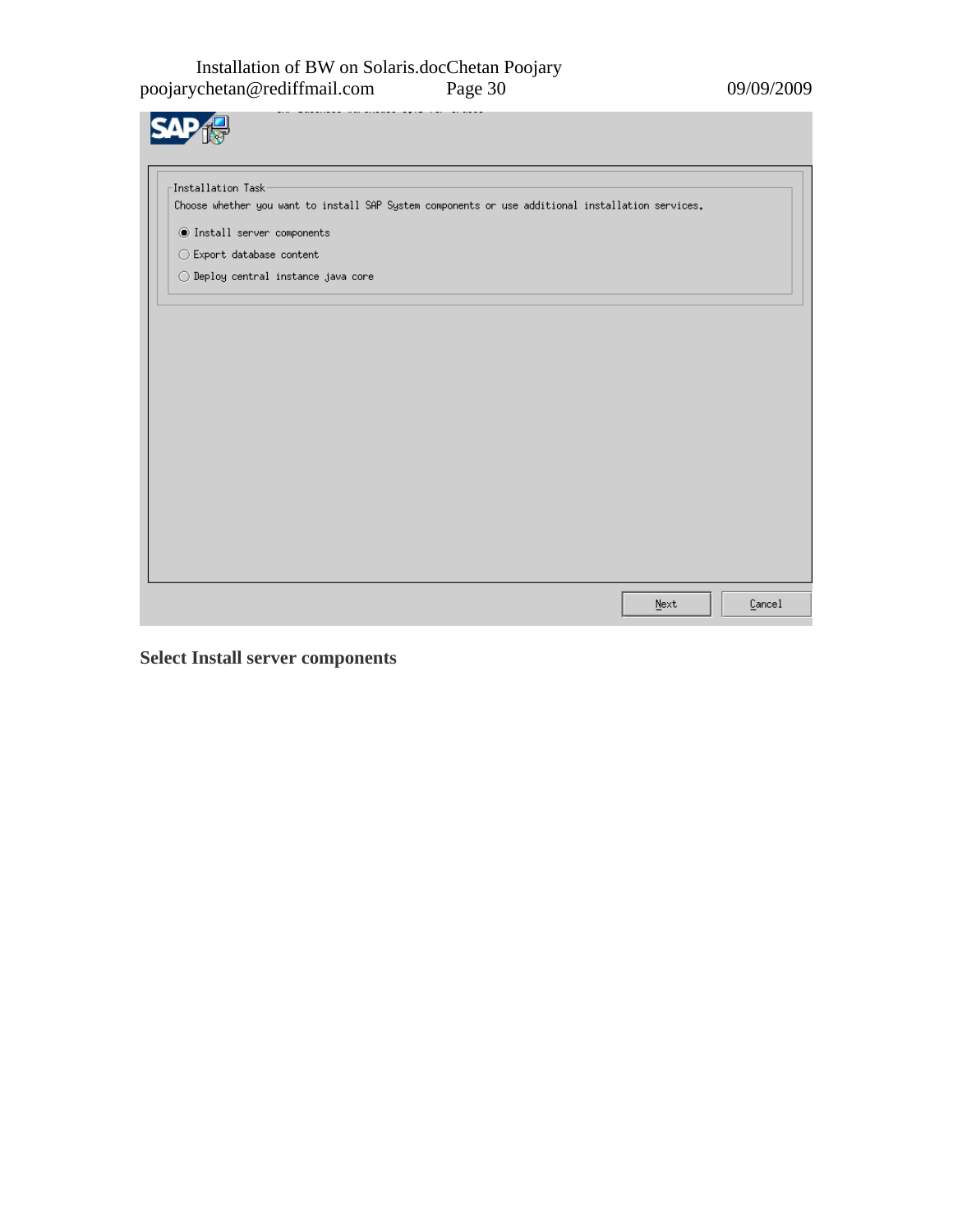Installation Task

Choose whether you want to install SAP System components or use additional installation services.

- (•) Install server components
- ( ) Export database content
- ( ) Deploy central instance java core

Next | Cancel

**Select Install server components**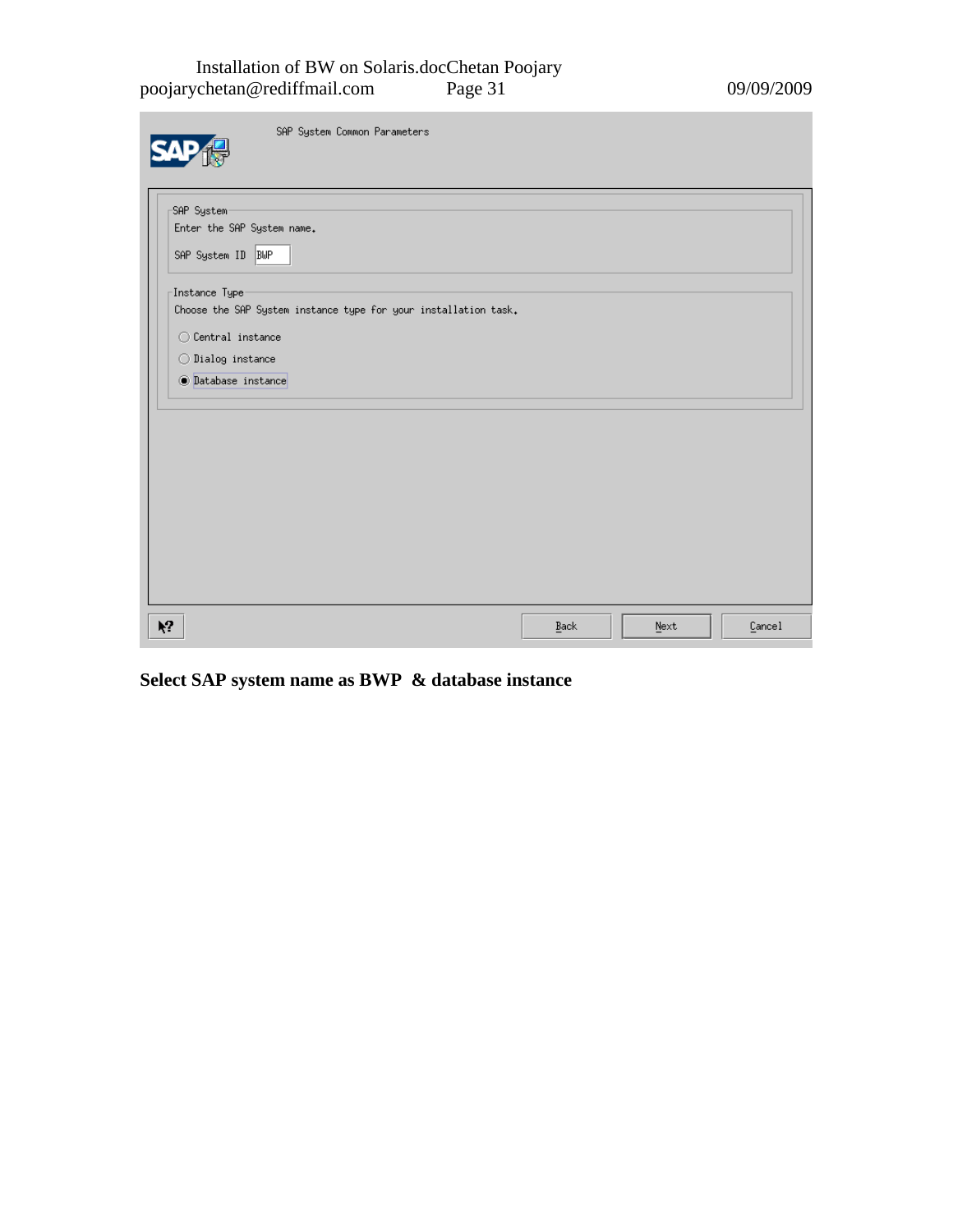SAP System Common Parameters

SAP System

Enter the SAP System name.

SAP System ID BWP

Instance Type

Choose the SAP System instance type for your installation task.

- Central instance
- Dialog instance
- Database instance

Back Next Cancel

**Select SAP system name as BWP & database instance**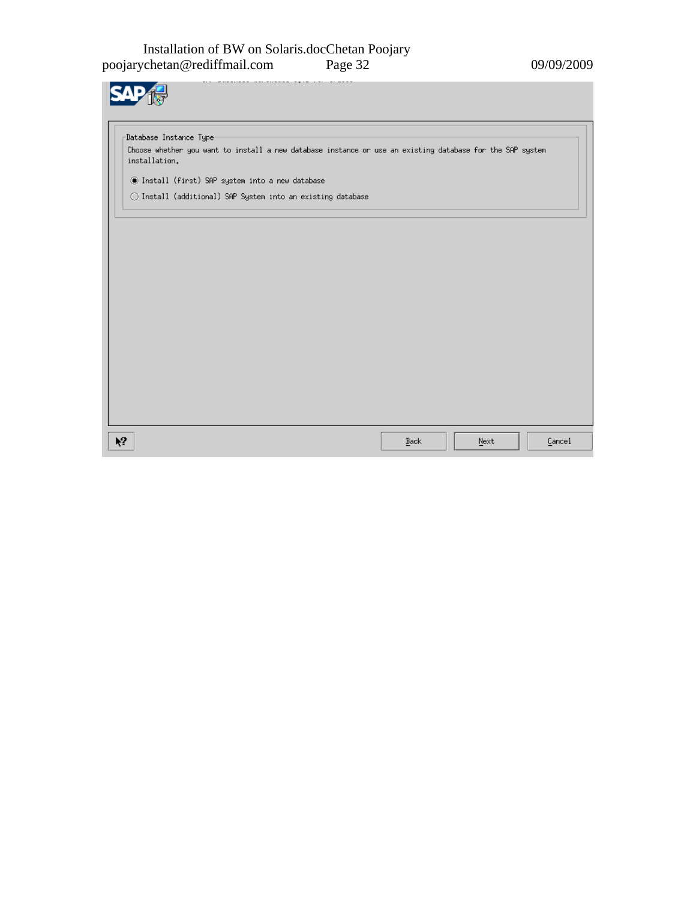Database Instance Type

Choose whether you want to install a new database instance or use an existing database for the SAP system installation.

- (●) Install (first) SAP system into a new database
- ( ) Install (additional) SAP System into an existing database

Back | Next | Cancel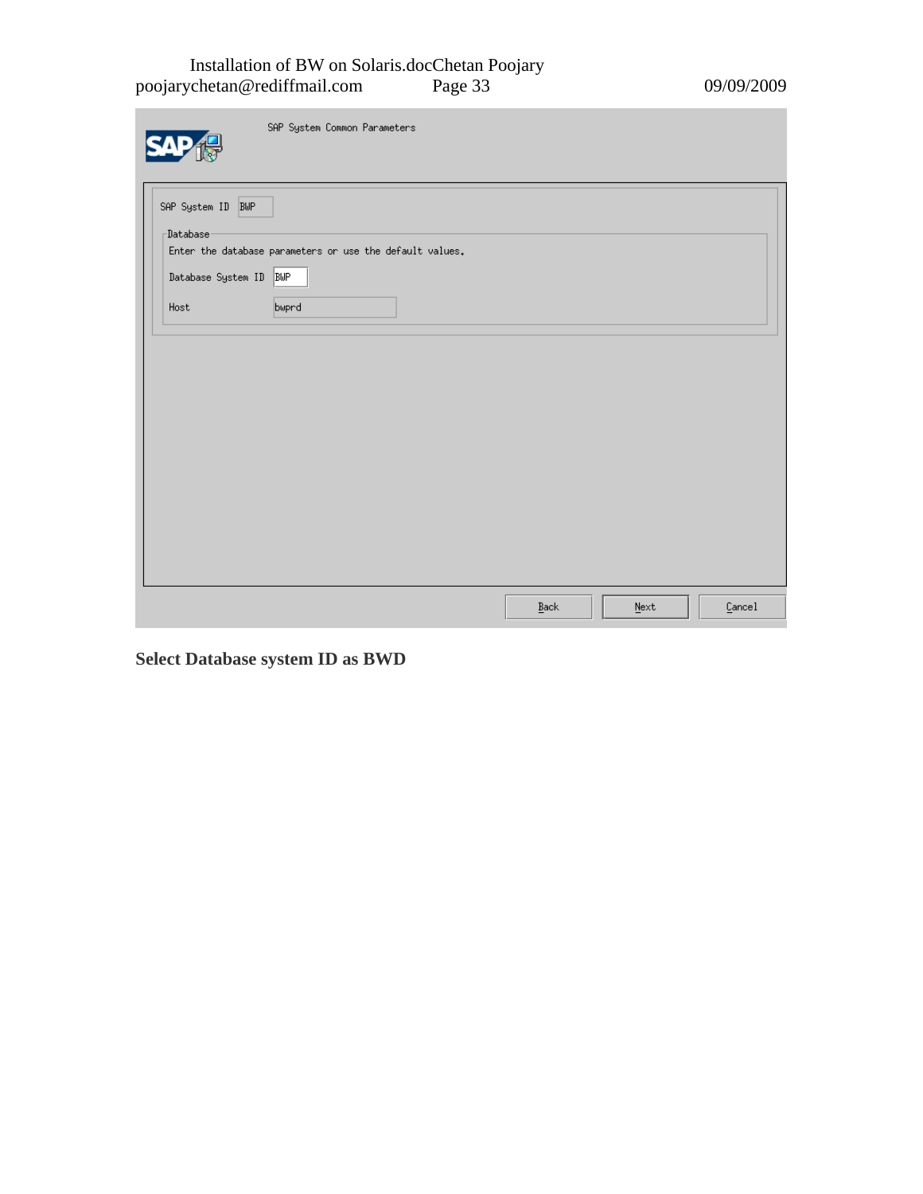SAP System Common Parameters

SAP System ID BWP

Database

Enter the database parameters or use the default values.

Database System ID BWP

Host bwprd

Back Next Cancel

**Select Database system ID as BWD**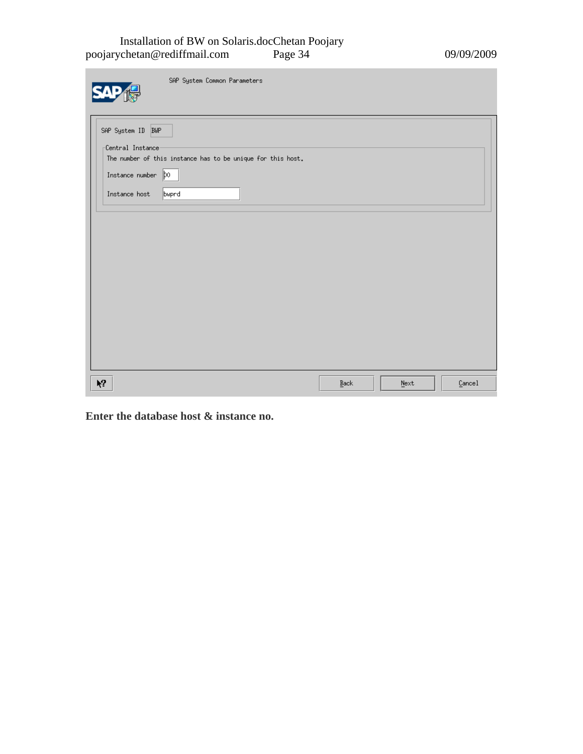SAP System Common Parameters

SAP System ID BWP

Central Instance

The number of this instance has to be unique for this host.

Instance number 00

Instance host bwprd

Back Next Cancel

**Enter the database host & instance no.**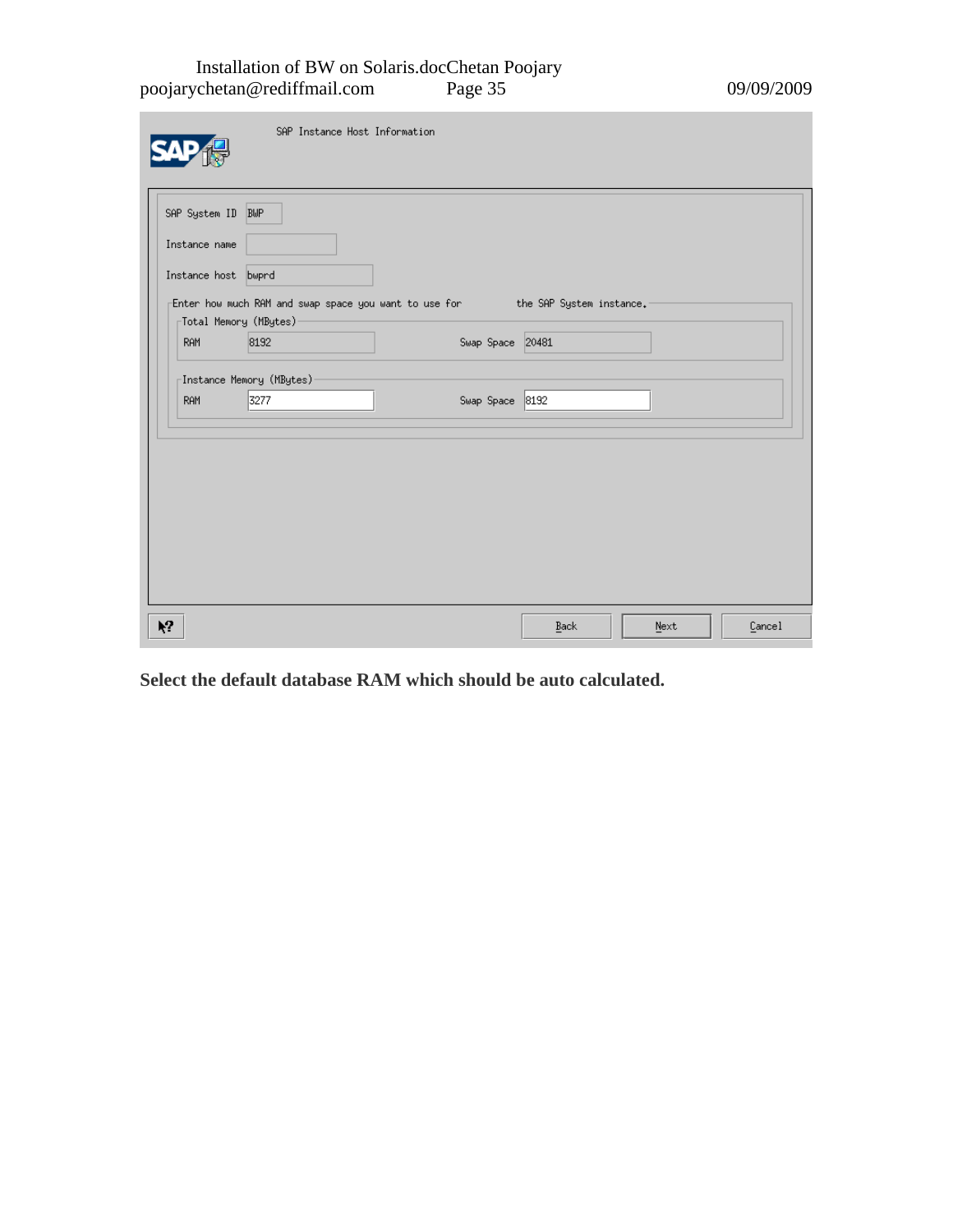SAP Instance Host Information

SAP System ID: BWP

Instance name:

Instance host: bwprd

Enter how much RAM and swap space you want to use for the SAP System instance.

Total Memory (MBytes)

RAM: 8192    Swap Space: 20481

Instance Memory (MBytes)

RAM: 3277    Swap Space: 8192

Back    Next    Cancel

**Select the default database RAM which should be auto calculated.**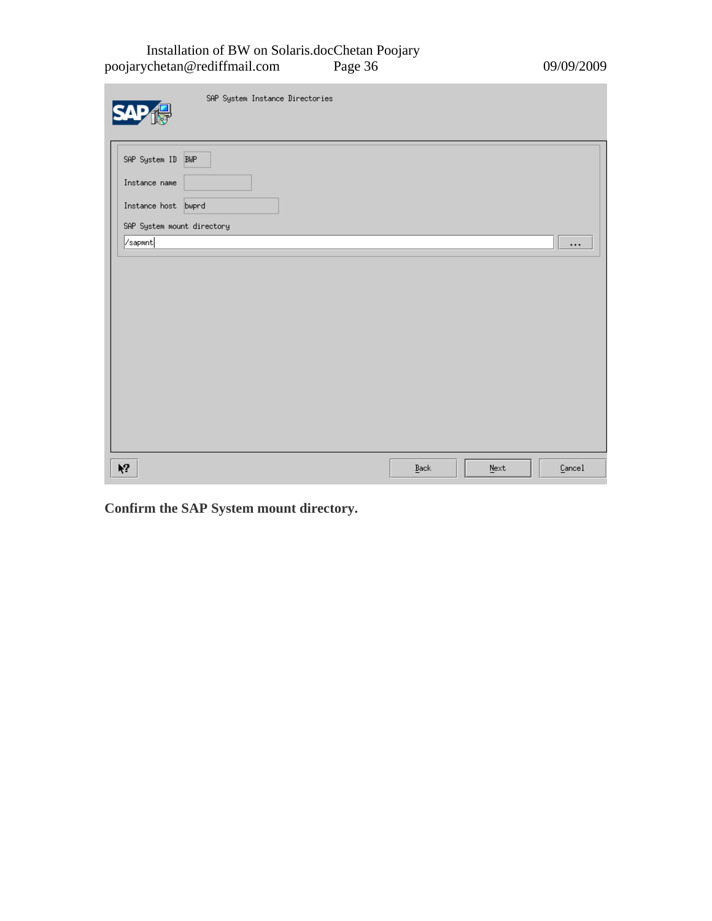SAP System Instance Directories

SAP System ID: BWP

Instance name:

Instance host: bwprd

SAP System mount directory

/sapmnt

Back | Next | Cancel

**Confirm the SAP System mount directory.**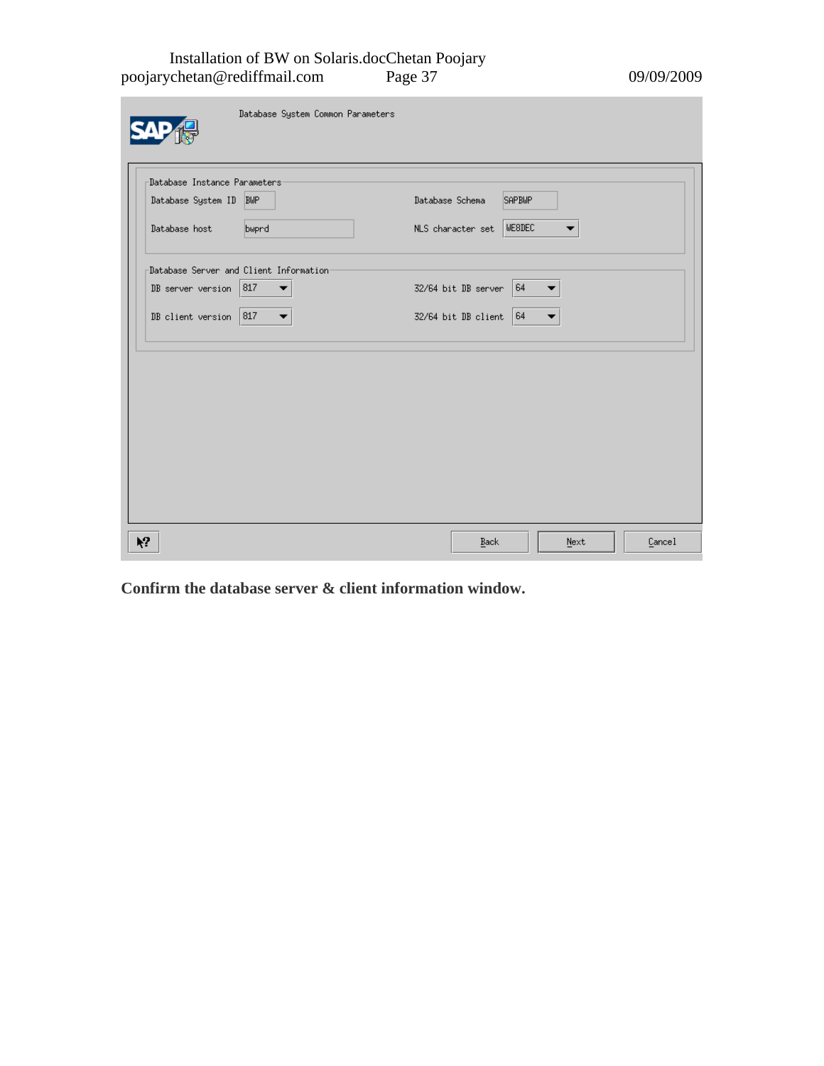Database System Common Parameters

Database Instance Parameters

| | | | |
|---|---|---|---|
| Database System ID | BWP | Database Schema | SAPBWP |
| Database host | bwprd | NLS character set | WE8DEC |

Database Server and Client Information

| | | | |
|---|---|---|---|
| DB server version | 817 | 32/64 bit DB server | 64 |
| DB client version | 817 | 32/64 bit DB client | 64 |

Back Next Cancel

**Confirm the database server & client information window.**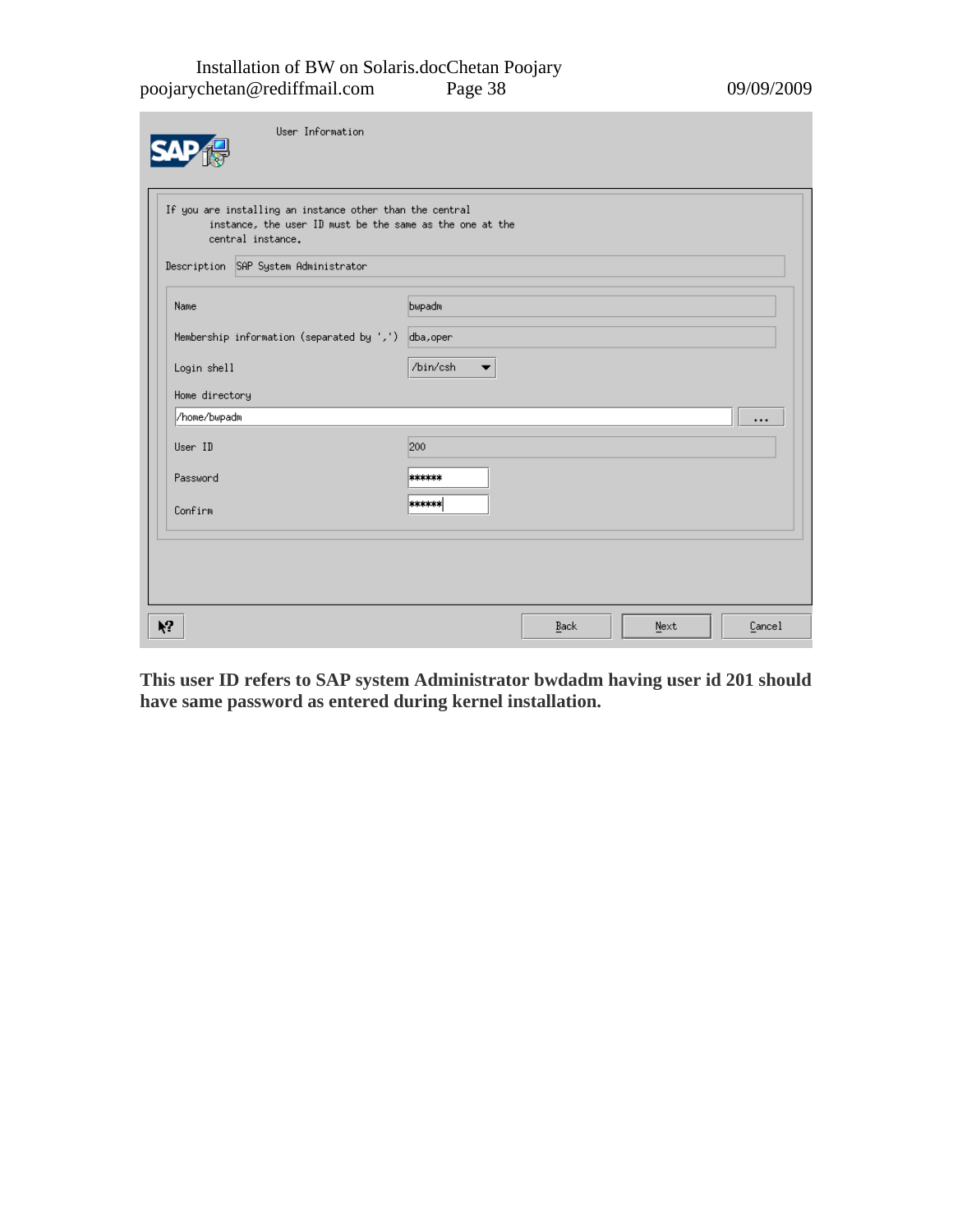User Information

If you are installing an instance other than the central instance, the user ID must be the same as the one at the central instance.

Description: SAP System Administrator

| Field | Value |
| --- | --- |
| Name | bwpadm |
| Membership information (separated by ',') | dba,oper |
| Login shell | /bin/csh |
| Home directory | /home/bwpadm |
| User ID | 200 |
| Password | ****** |
| Confirm | ****** |

Back | Next | Cancel

**This user ID refers to SAP system Administrator bwdadm having user id 201 should have same password as entered during kernel installation.**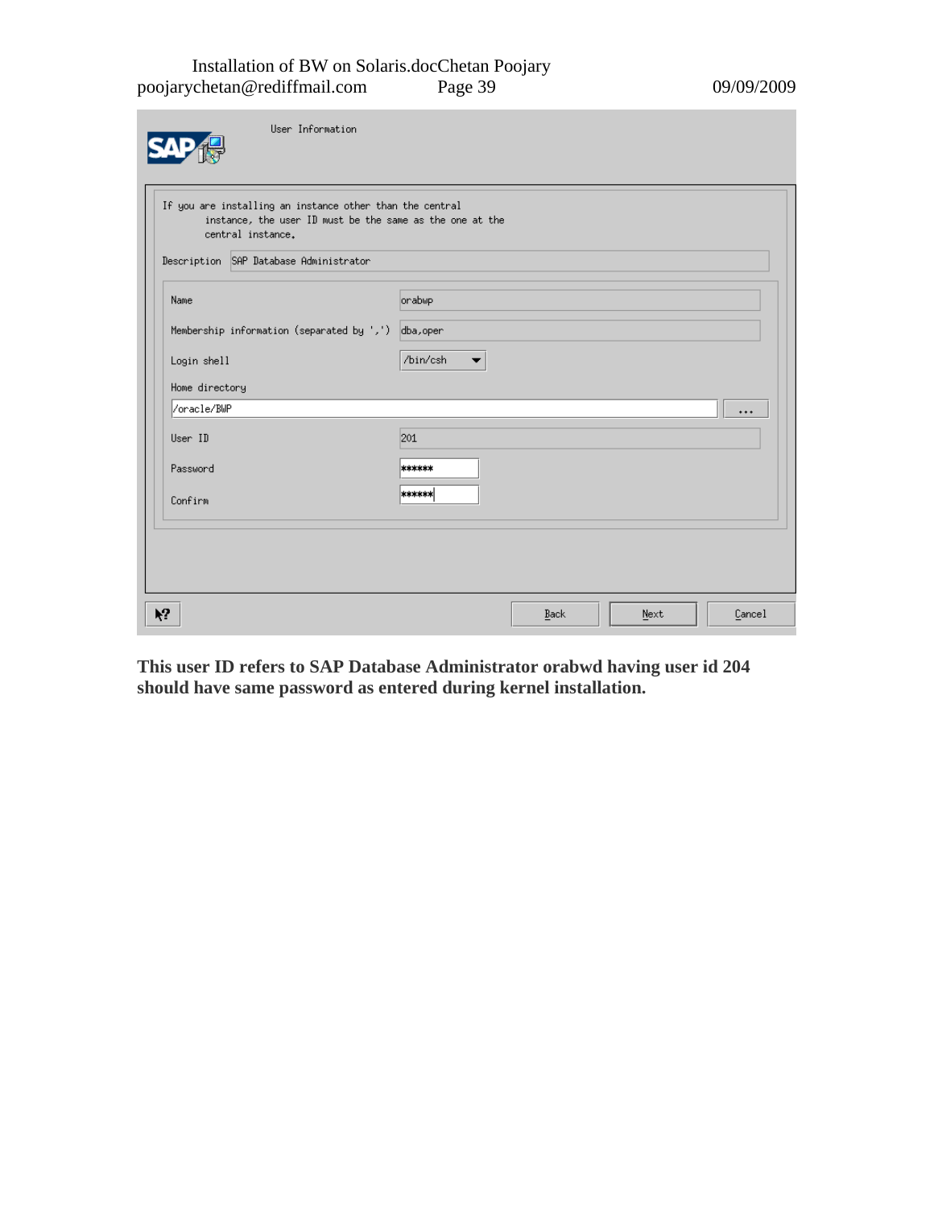User Information

If you are installing an instance other than the central instance, the user ID must be the same as the one at the central instance.

Description: SAP Database Administrator

| | |
|---|---|
| Name | orabwp |
| Membership information (separated by ',') | dba,oper |
| Login shell | /bin/csh |
| Home directory | /oracle/BWP |
| User ID | 201 |
| Password | ****** |
| Confirm | ****** |

Back | Next | Cancel

**This user ID refers to SAP Database Administrator orabwd having user id 204 should have same password as entered during kernel installation.**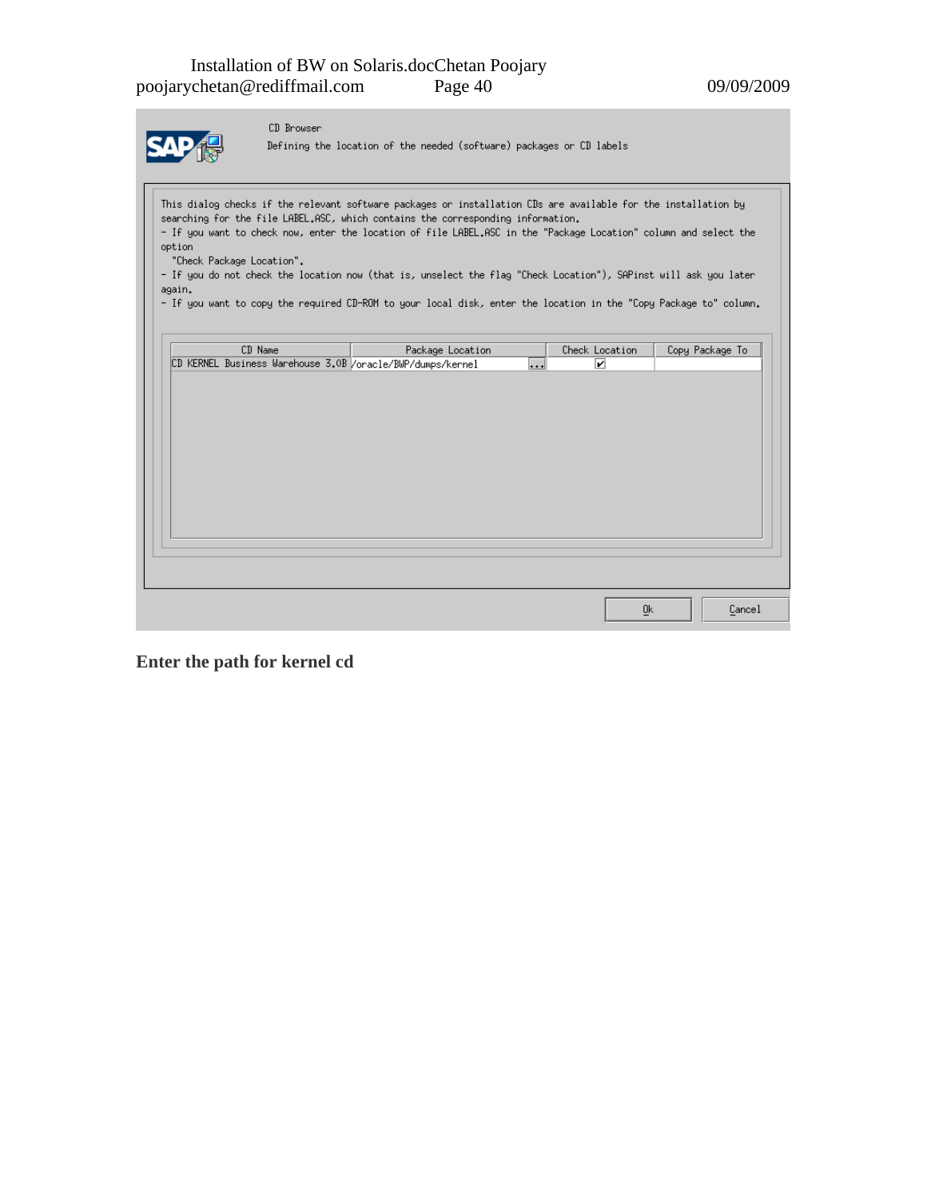CD Browser

Defining the location of the needed (software) packages or CD labels

This dialog checks if the relevant software packages or installation CDs are available for the installation by searching for the file LABEL.ASC, which contains the corresponding information.
- If you want to check now, enter the location of file LABEL.ASC in the "Package Location" column and select the option "Check Package Location".
- If you do not check the location now (that is, unselect the flag "Check Location"), SAPinst will ask you later again.
- If you want to copy the required CD-ROM to your local disk, enter the location in the "Copy Package to" column.

| CD Name | Package Location | Check Location | Copy Package To |
| --- | --- | --- | --- |
| CD KERNEL Business Warehouse 3.0B | /oracle/BWP/dumps/kernel | ☑ | |

Ok Cancel

**Enter the path for kernel cd**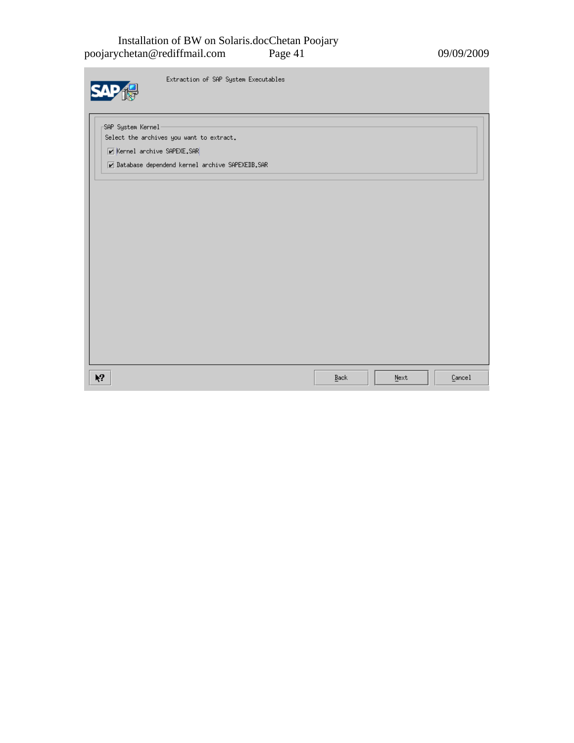Extraction of SAP System Executables

SAP System Kernel

Select the archives you want to extract.

- [x] Kernel archive SAPEXE.SAR
- [x] Database dependend kernel archive SAPEXEDB.SAR

Back Next Cancel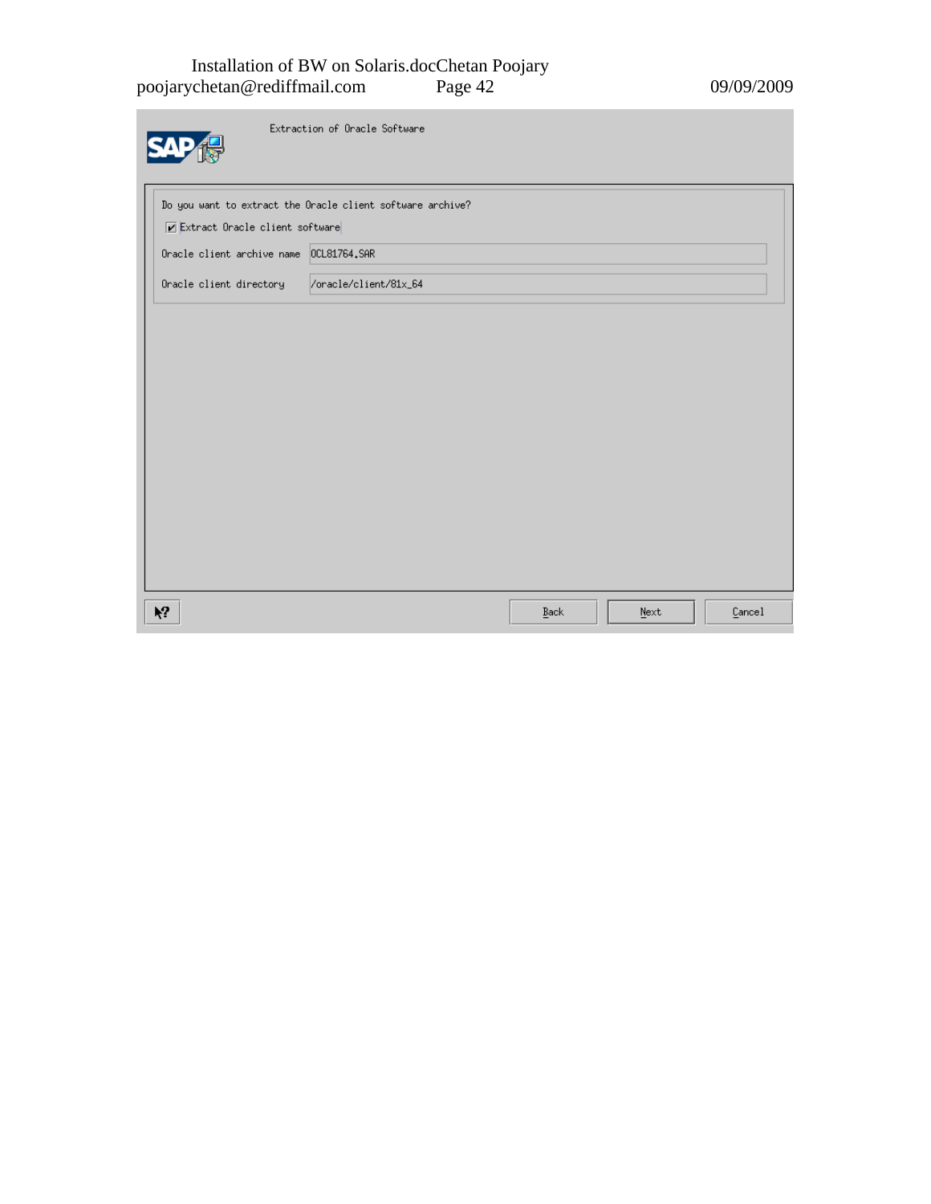Extraction of Oracle Software

Do you want to extract the Oracle client software archive?

☑ Extract Oracle client software

Oracle client archive name: OCL81764.SAR

Oracle client directory: /oracle/client/81x_64

Back | Next | Cancel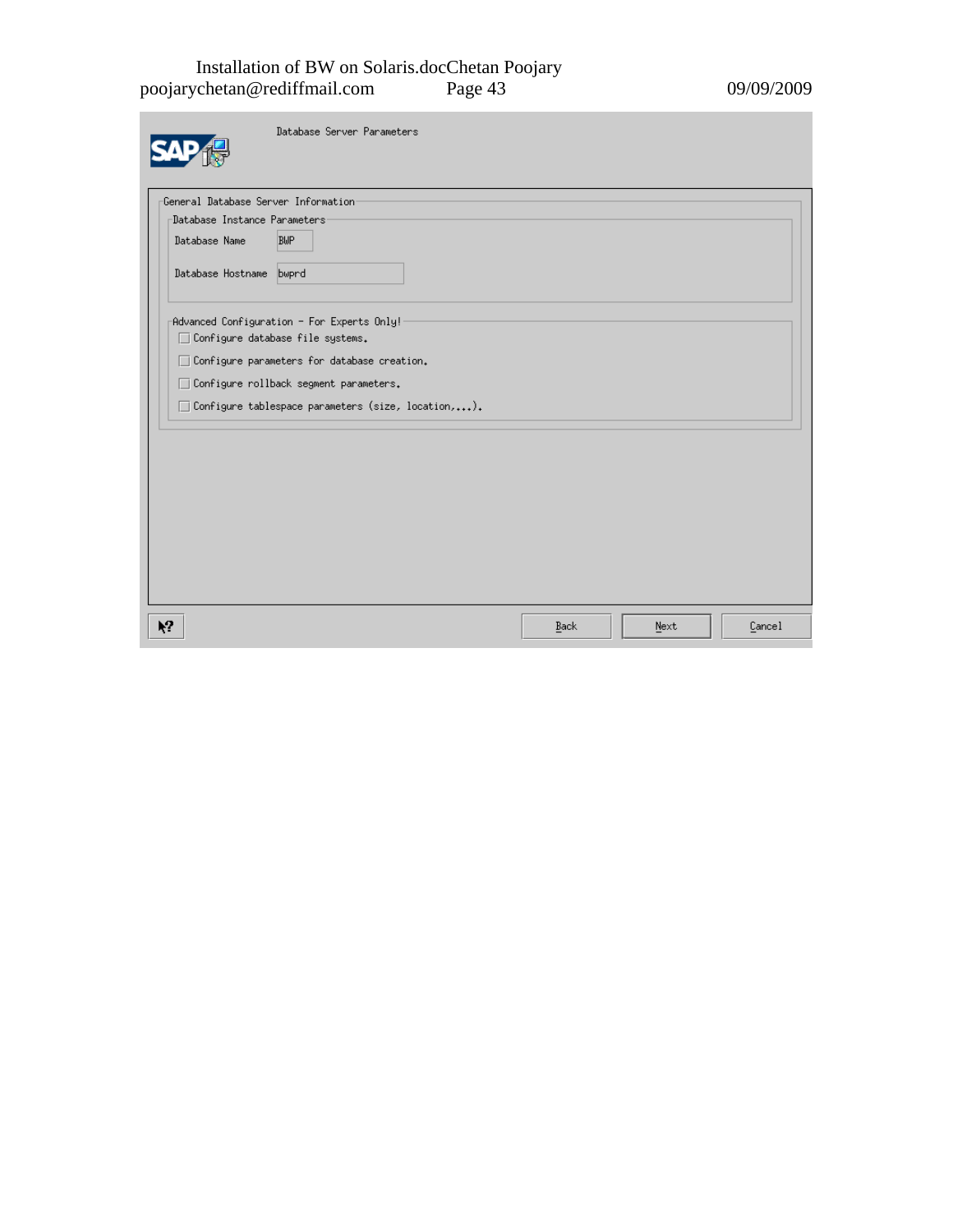Database Server Parameters

General Database Server Information

Database Instance Parameters

Database Name: BWP

Database Hostname: bwprd

Advanced Configuration - For Experts Only!

- [ ] Configure database file systems.
- [ ] Configure parameters for database creation.
- [ ] Configure rollback segment parameters.
- [ ] Configure tablespace parameters (size, location,...).

Back | Next | Cancel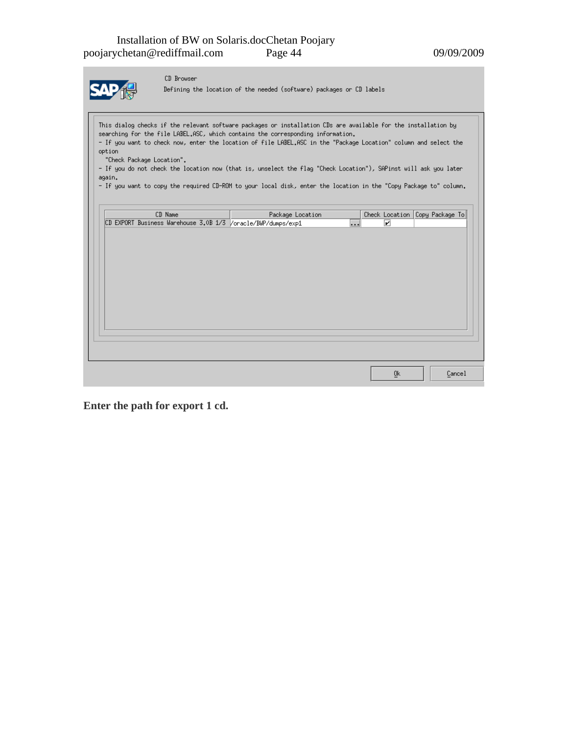CD Browser

Defining the location of the needed (software) packages or CD labels

This dialog checks if the relevant software packages or installation CDs are available for the installation by searching for the file LABEL.ASC, which contains the corresponding information.
- If you want to check now, enter the location of file LABEL.ASC in the "Package Location" column and select the option
  "Check Package Location".
- If you do not check the location now (that is, unselect the flag "Check Location"), SAPinst will ask you later again.
- If you want to copy the required CD-ROM to your local disk, enter the location in the "Copy Package to" column.

| CD Name | Package Location | Check Location | Copy Package To |
| --- | --- | --- | --- |
| CD EXPORT Business Warehouse 3.0B 1/3 | /oracle/BWP/dumps/exp1 | ☑ | |

Ok    Cancel

**Enter the path for export 1 cd.**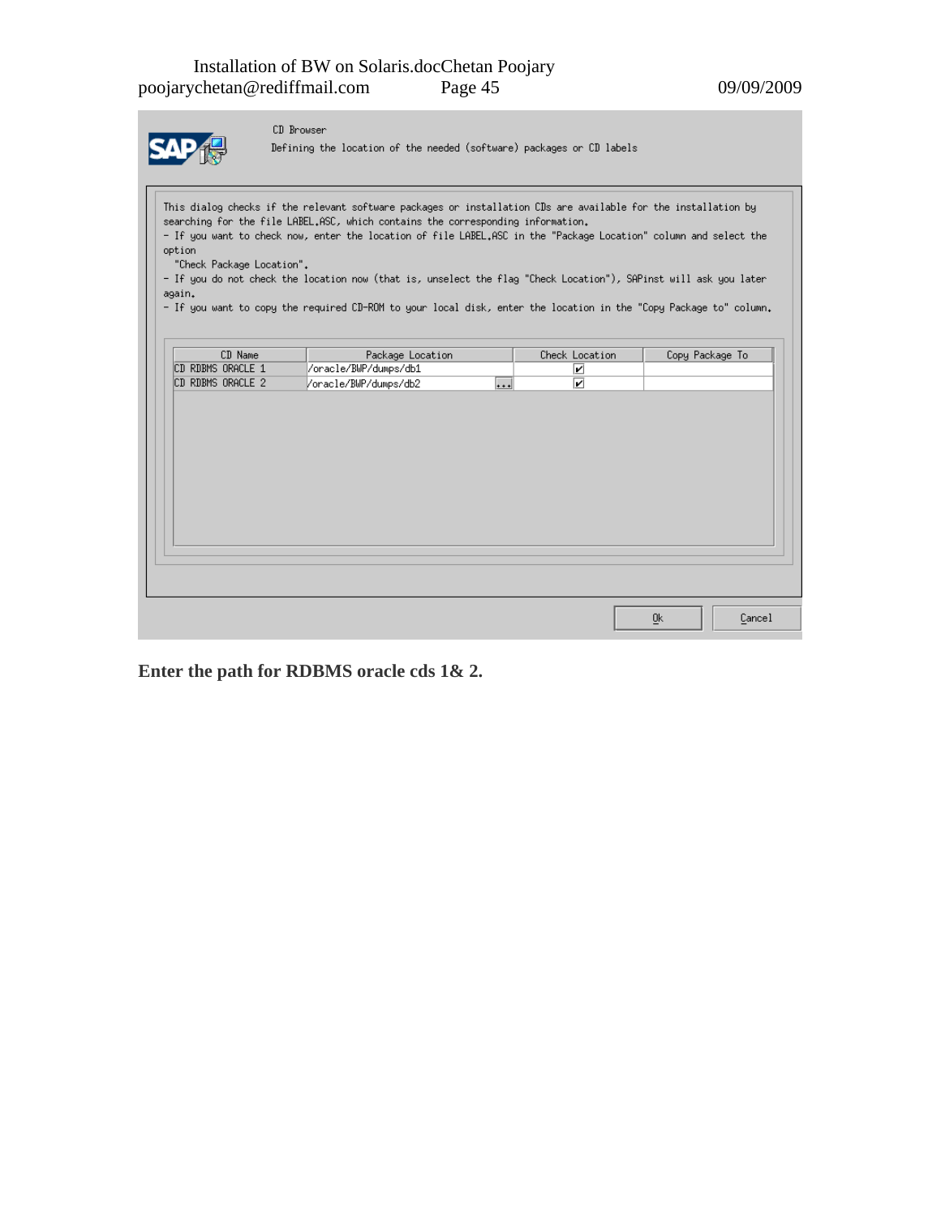CD Browser

Defining the location of the needed (software) packages or CD labels

This dialog checks if the relevant software packages or installation CDs are available for the installation by searching for the file LABEL.ASC, which contains the corresponding information.
- If you want to check now, enter the location of file LABEL.ASC in the "Package Location" column and select the option "Check Package Location".
- If you do not check the location now (that is, unselect the flag "Check Location"), SAPinst will ask you later again.
- If you want to copy the required CD-ROM to your local disk, enter the location in the "Copy Package to" column.

| CD Name | Package Location | Check Location | Copy Package To |
|---|---|---|---|
| CD RDBMS ORACLE 1 | /oracle/BWP/dumps/db1 | ☑ | |
| CD RDBMS ORACLE 2 | /oracle/BWP/dumps/db2 | ☑ | |

Ok Cancel

**Enter the path for RDBMS oracle cds 1& 2.**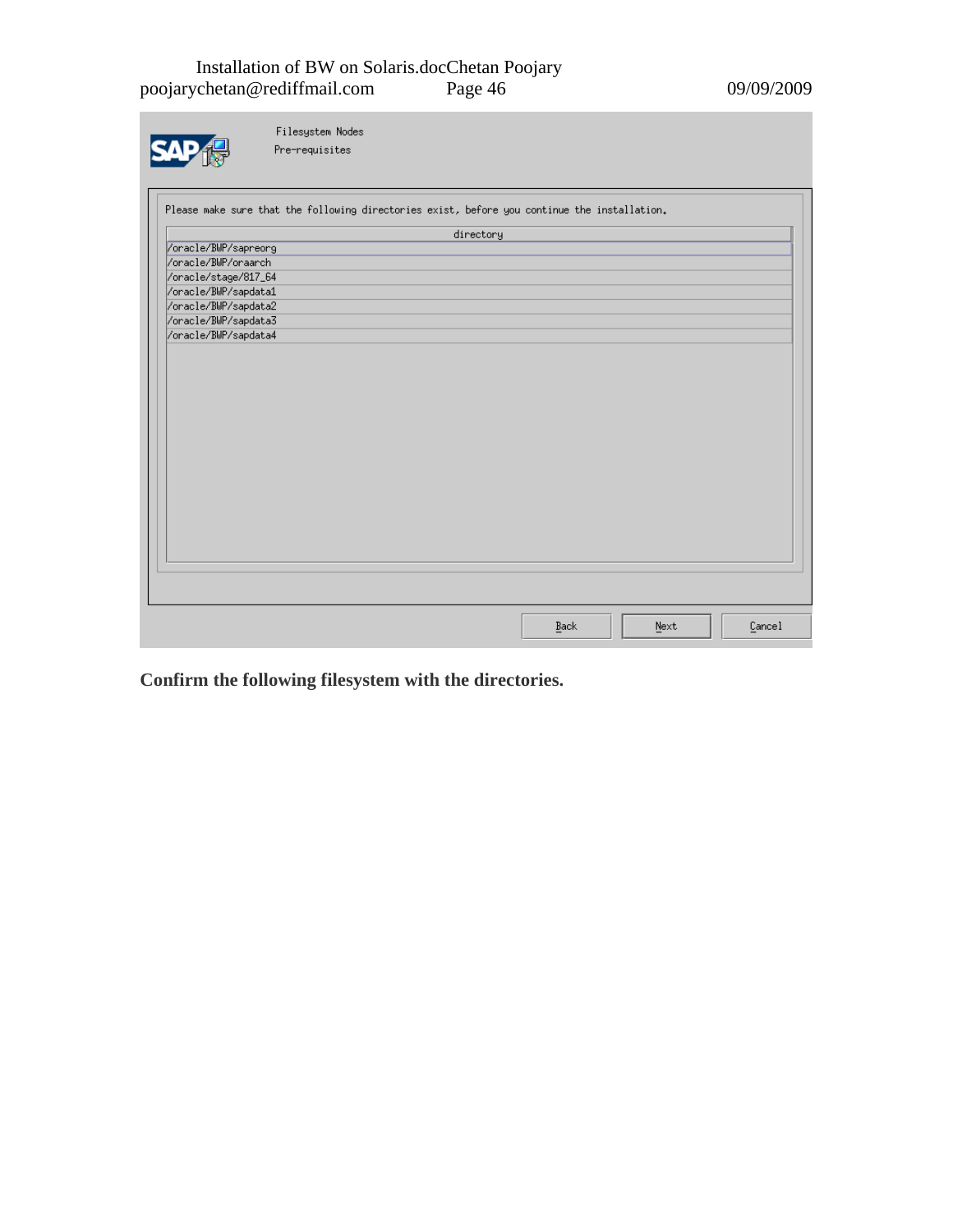Filesystem Nodes

Pre-requisites

Please make sure that the following directories exist, before you continue the installation.

| directory |
| --- |
| /oracle/BWP/sapreorg |
| /oracle/BWP/oraarch |
| /oracle/stage/817_64 |
| /oracle/BWP/sapdata1 |
| /oracle/BWP/sapdata2 |
| /oracle/BWP/sapdata3 |
| /oracle/BWP/sapdata4 |

Back Next Cancel

**Confirm the following filesystem with the directories.**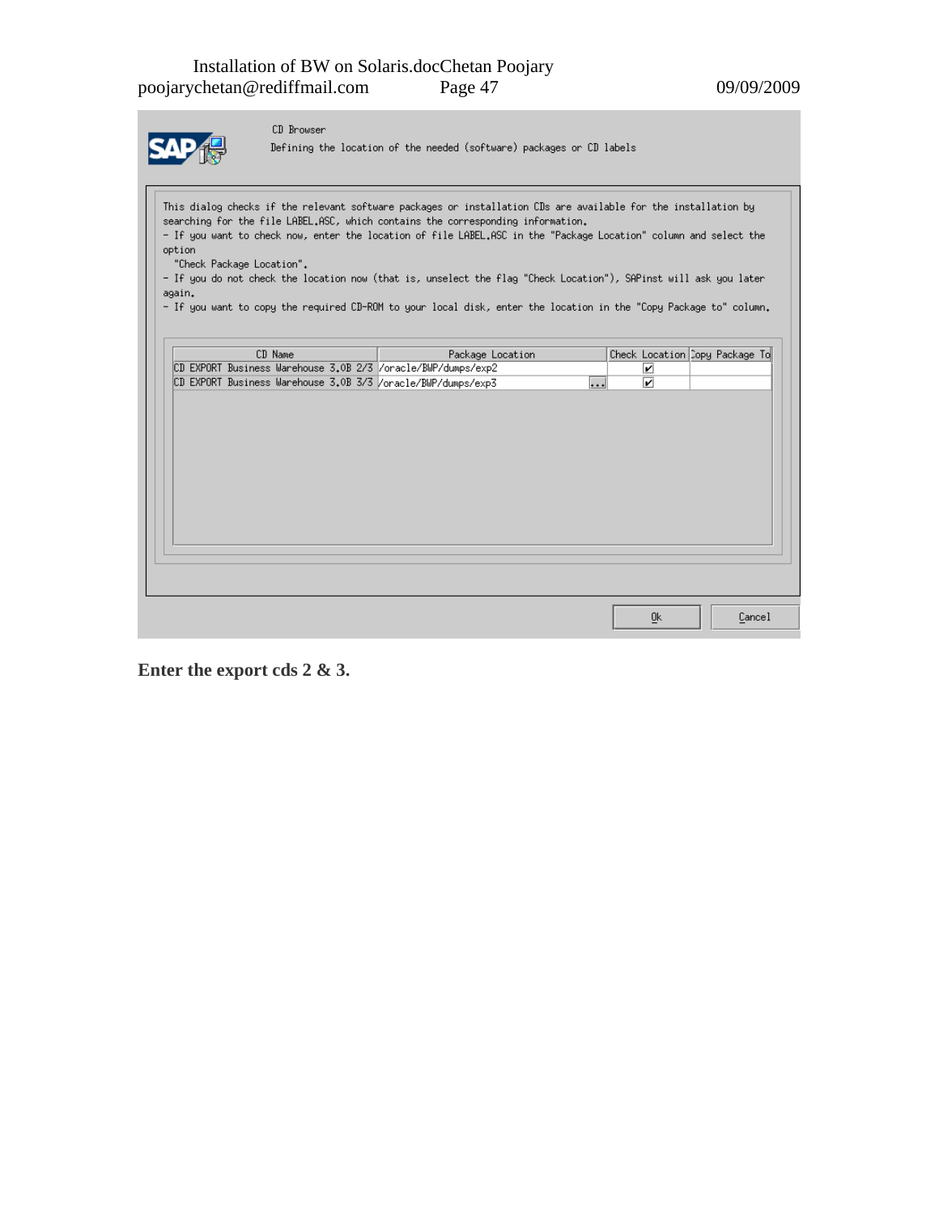CD Browser

Defining the location of the needed (software) packages or CD labels

This dialog checks if the relevant software packages or installation CDs are available for the installation by searching for the file LABEL.ASC, which contains the corresponding information.
- If you want to check now, enter the location of file LABEL.ASC in the "Package Location" column and select the option "Check Package Location".
- If you do not check the location now (that is, unselect the flag "Check Location"), SAPinst will ask you later again.
- If you want to copy the required CD-ROM to your local disk, enter the location in the "Copy Package to" column.

| CD Name | Package Location | Check Location | Copy Package To |
|---|---|---|---|
| CD EXPORT Business Warehouse 3.0B 2/3 | /oracle/BWP/dumps/exp2 | ✔ | |
| CD EXPORT Business Warehouse 3.0B 3/3 | /oracle/BWP/dumps/exp3 | ✔ | |

Ok | Cancel

**Enter the export cds 2 & 3.**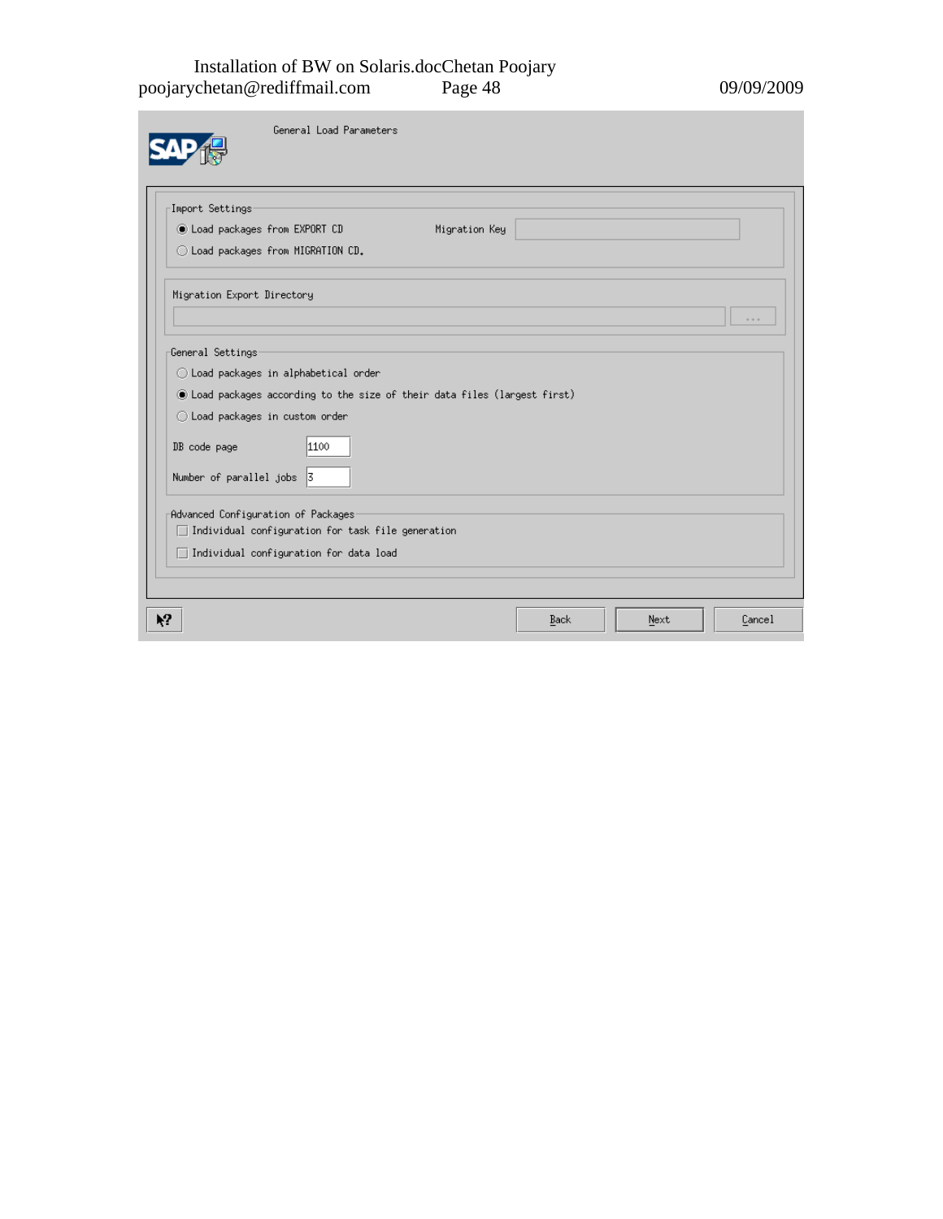General Load Parameters

**Import Settings**

- (•) Load packages from EXPORT CD
- ( ) Load packages from MIGRATION CD.

Migration Key

**Migration Export Directory**

**General Settings**

- ( ) Load packages in alphabetical order
- (•) Load packages according to the size of their data files (largest first)
- ( ) Load packages in custom order

DB code page: 1100

Number of parallel jobs: 3

**Advanced Configuration of Packages**

- [ ] Individual configuration for task file generation
- [ ] Individual configuration for data load

Back | Next | Cancel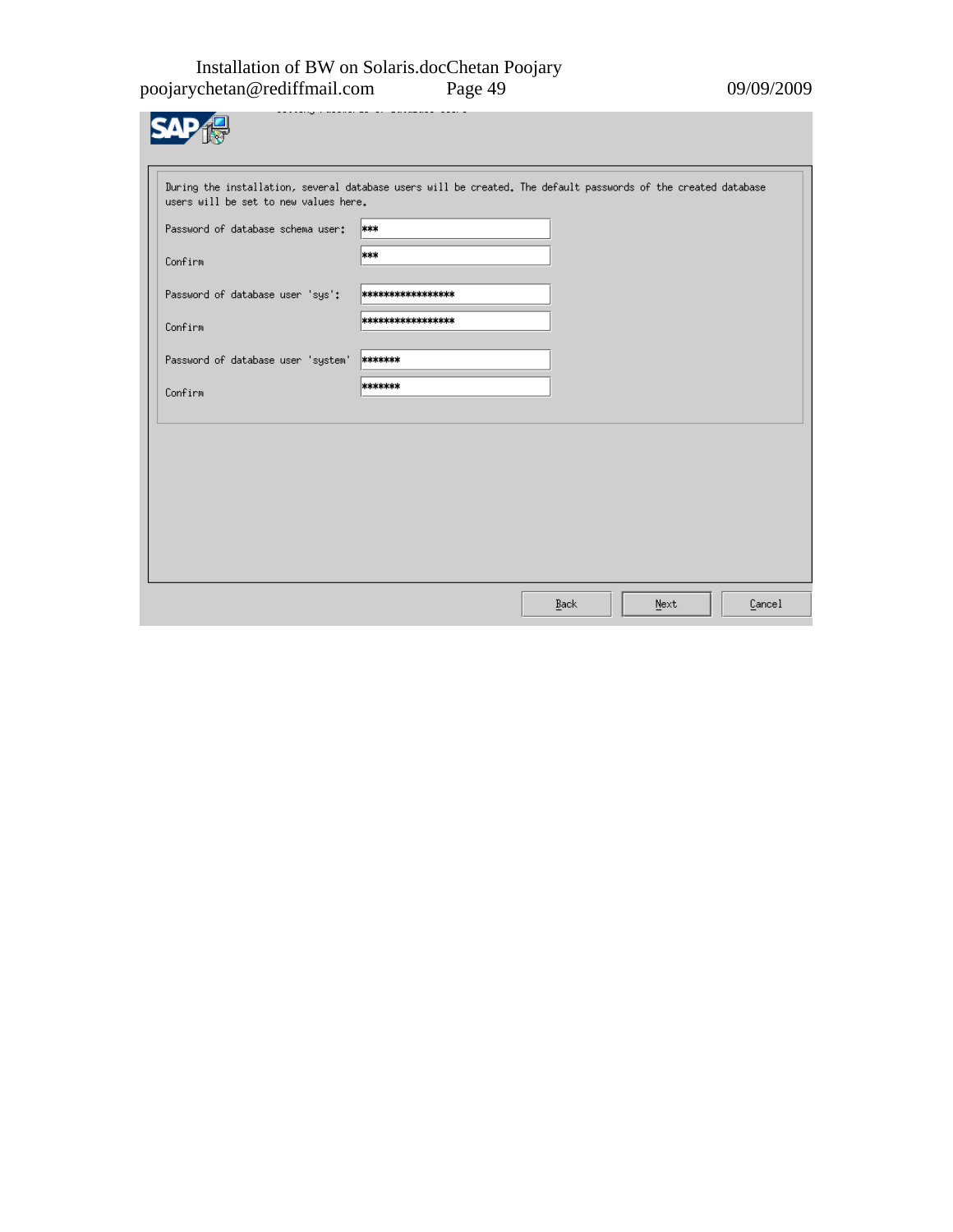During the installation, several database users will be created. The default passwords of the created database users will be set to new values here.

Password of database schema user: ***

Confirm ***

Password of database user 'sys': *****************

Confirm *****************

Password of database user 'system' *******

Confirm *******

Back Next Cancel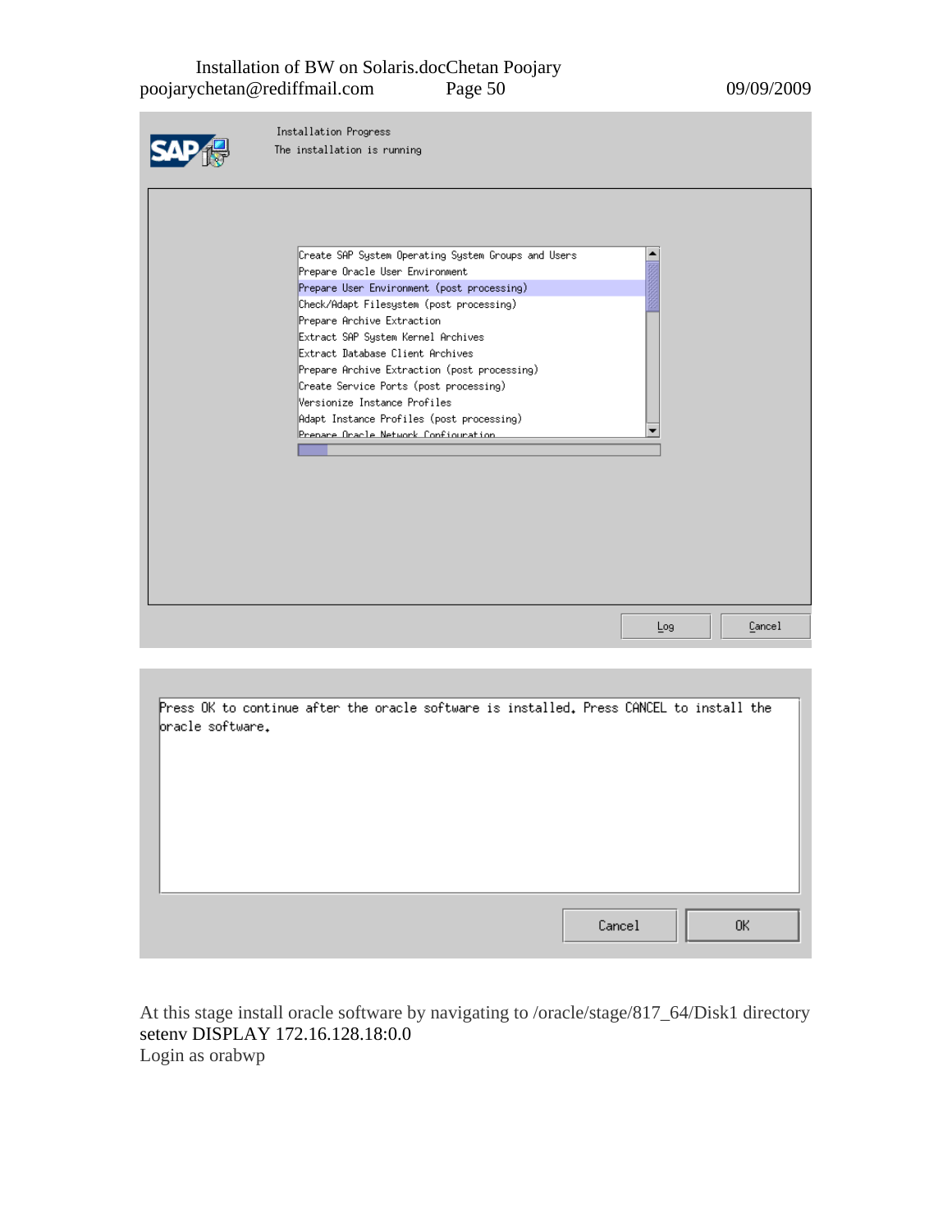Installation Progress

The installation is running

- Create SAP System Operating System Groups and Users
- Prepare Oracle User Environment
- Prepare User Environment (post processing)
- Check/Adapt Filesystem (post processing)
- Prepare Archive Extraction
- Extract SAP System Kernel Archives
- Extract Database Client Archives
- Prepare Archive Extraction (post processing)
- Create Service Ports (post processing)
- Versionize Instance Profiles
- Adapt Instance Profiles (post processing)
- Prepare Oracle Network Configuration

Log | Cancel

Press OK to continue after the oracle software is installed. Press CANCEL to install the oracle software.

Cancel | OK

At this stage install oracle software by navigating to /oracle/stage/817_64/Disk1 directory

setenv DISPLAY 172.16.128.18:0.0

Login as orabwp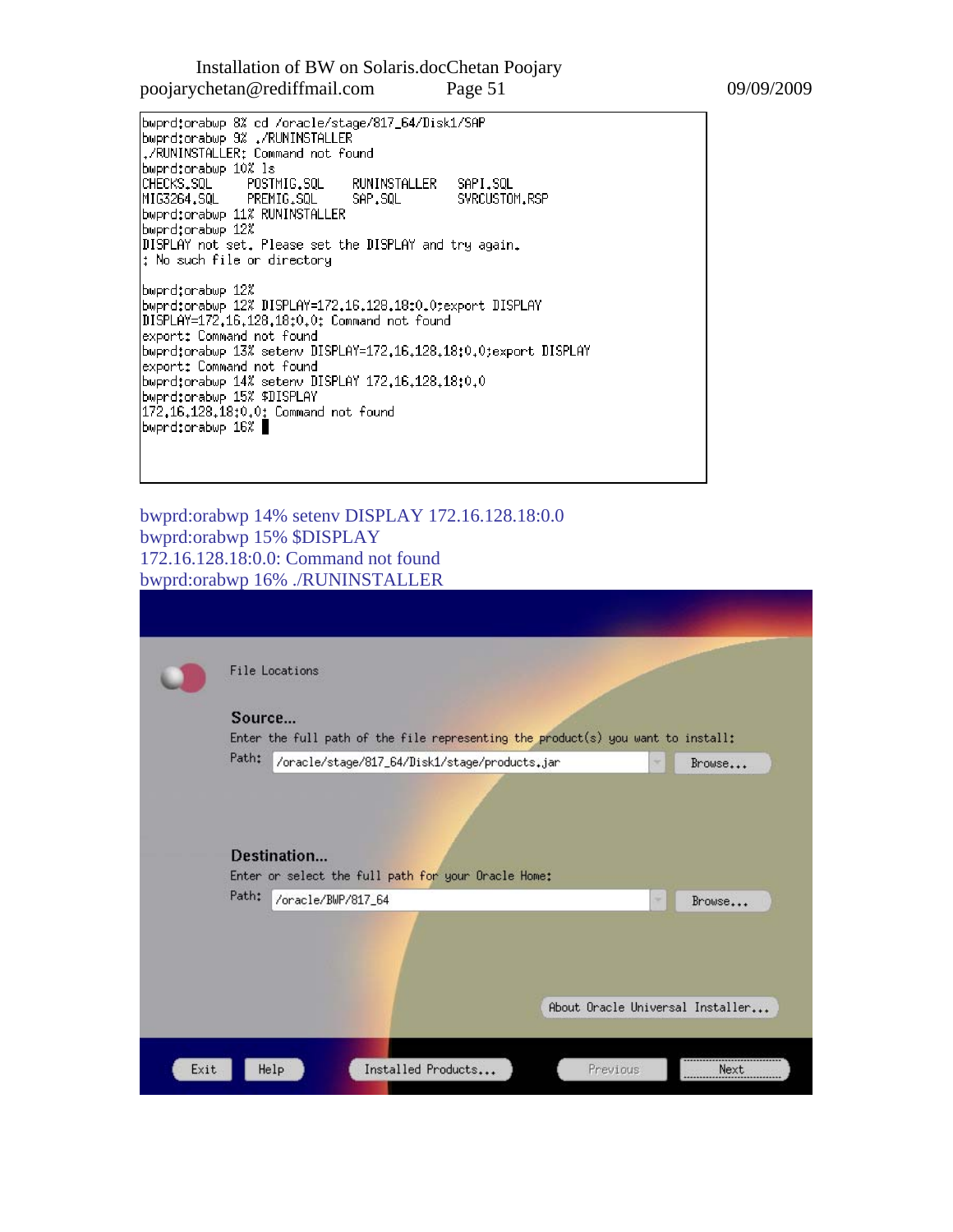```
bwprd:orabwp 8% cd /oracle/stage/817_64/Disk1/SAP
bwprd:orabwp 9% ./RUNINSTALLER
./RUNINSTALLER: Command not found
bwprd:orabwp 10% ls
CHECKS.SQL      POSTMIG.SQL     RUNINSTALLER    SAPI.SQL
MIG3264.SQL     PREMIG.SQL      SAP.SQL         SVRCUSTOM.RSP
bwprd:orabwp 11% RUNINSTALLER
bwprd:orabwp 12%
DISPLAY not set. Please set the DISPLAY and try again.
: No such file or directory

bwprd:orabwp 12%
bwprd:orabwp 12% DISPLAY=172.16.128.18:0.0;export DISPLAY
DISPLAY=172.16.128.18:0.0: Command not found
export: Command not found
bwprd:orabwp 13% setenv DISPLAY=172.16.128.18:0.0;export DISPLAY
export: Command not found
bwprd:orabwp 14% setenv DISPLAY 172.16.128.18:0.0
bwprd:orabwp 15% $DISPLAY
172.16.128.18:0.0: Command not found
bwprd:orabwp 16%
```

bwprd:orabwp 14% setenv DISPLAY 172.16.128.18:0.0
bwprd:orabwp 15% $DISPLAY
172.16.128.18:0.0: Command not found
bwprd:orabwp 16% ./RUNINSTALLER

File Locations

**Source...**

Enter the full path of the file representing the product(s) you want to install:

Path: /oracle/stage/817_64/Disk1/stage/products.jar [Browse...]

**Destination...**

Enter or select the full path for your Oracle Home:

Path: /oracle/BWP/817_64 [Browse...]

[About Oracle Universal Installer...]

[Exit] [Help] [Installed Products...] [Previous] [Next]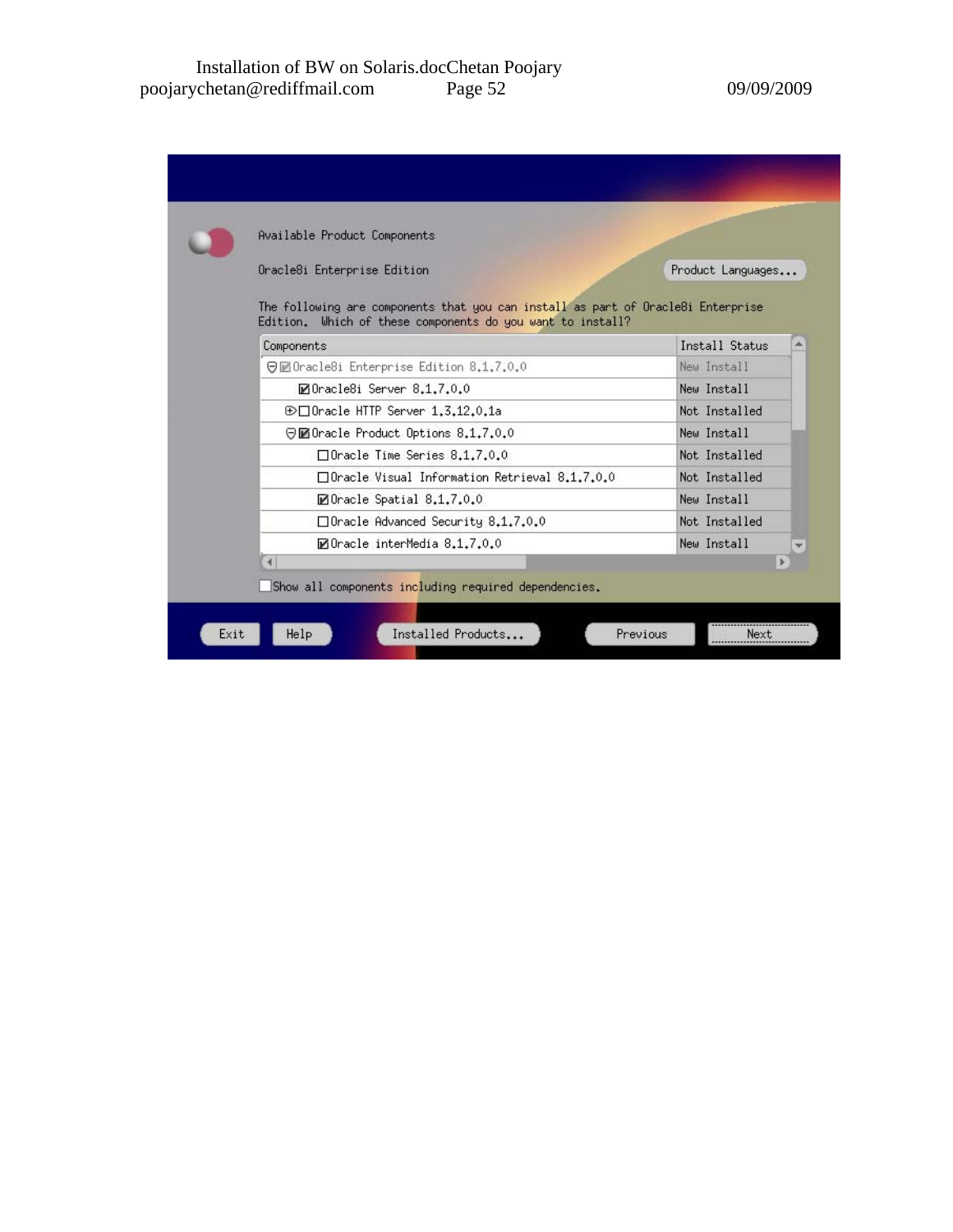Available Product Components

Oracle8i Enterprise Edition

Product Languages...

The following are components that you can install as part of Oracle8i Enterprise Edition. Which of these components do you want to install?

| Components | Install Status |
| --- | --- |
| ⊖ ☑ Oracle8i Enterprise Edition 8.1.7.0.0 | New Install |
| ☑ Oracle8i Server 8.1.7.0.0 | New Install |
| ⊕ ☐ Oracle HTTP Server 1.3.12.0.1a | Not Installed |
| ⊖ ☑ Oracle Product Options 8.1.7.0.0 | New Install |
| ☐ Oracle Time Series 8.1.7.0.0 | Not Installed |
| ☐ Oracle Visual Information Retrieval 8.1.7.0.0 | Not Installed |
| ☑ Oracle Spatial 8.1.7.0.0 | New Install |
| ☐ Oracle Advanced Security 8.1.7.0.0 | Not Installed |
| ☑ Oracle interMedia 8.1.7.0.0 | New Install |

☐ Show all components including required dependencies.

Exit | Help | Installed Products... | Previous | Next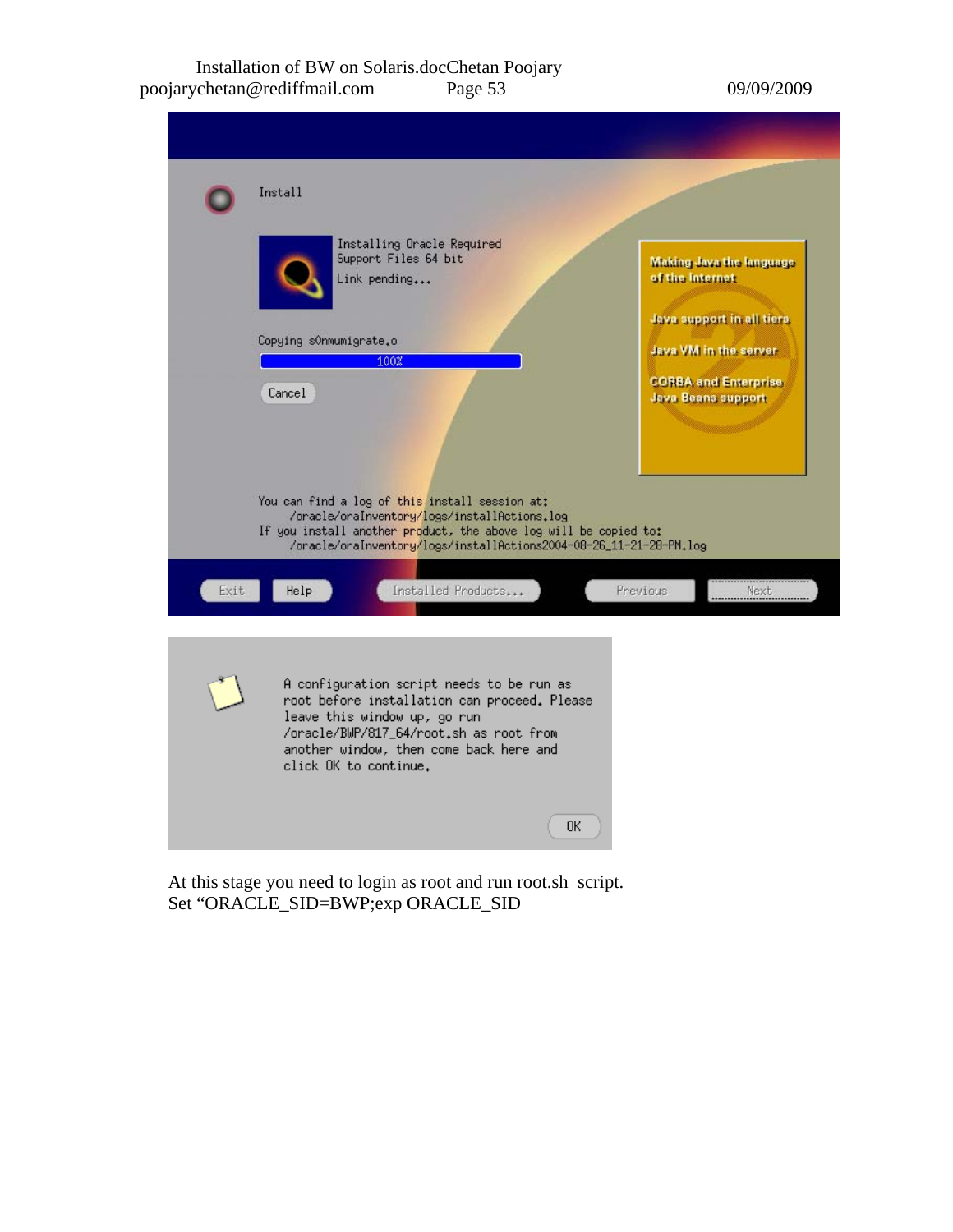Install

Installing Oracle Required Support Files 64 bit

Link pending...

Copying s0nmumigrate.o

100%

Cancel

Making Java the language of the Internet

Java support in all tiers

Java VM in the server

CORBA and Enterprise Java Beans support

You can find a log of this install session at:
/oracle/oraInventory/logs/installActions.log
If you install another product, the above log will be copied to:
/oracle/oraInventory/logs/installActions2004-08-26_11-21-28-PM.log

Exit | Help | Installed Products... | Previous | Next

A configuration script needs to be run as root before installation can proceed. Please leave this window up, go run /oracle/BWP/817_64/root.sh as root from another window, then come back here and click OK to continue.

OK

At this stage you need to login as root and run root.sh script.
Set "ORACLE_SID=BWP;exp ORACLE_SID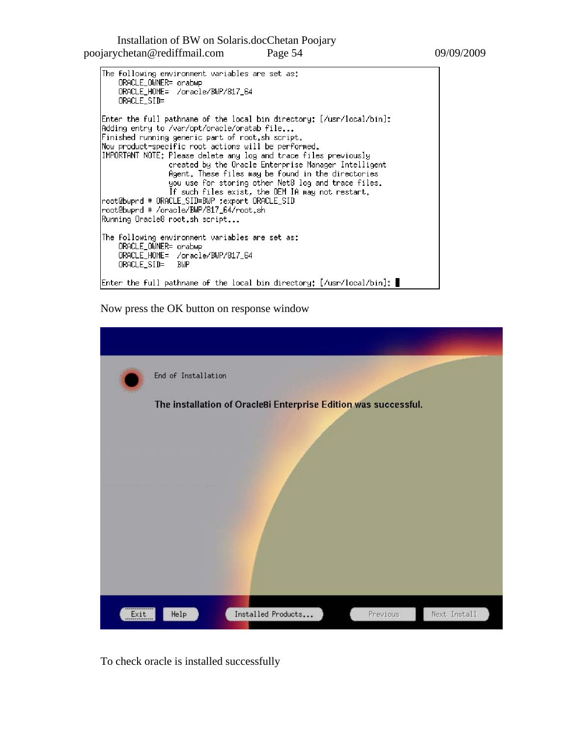```
The following environment variables are set as:
    ORACLE_OWNER= orabwp
    ORACLE_HOME=  /oracle/BWP/817_64
    ORACLE_SID=

Enter the full pathname of the local bin directory: [/usr/local/bin]:
Adding entry to /var/opt/oracle/oratab file...
Finished running generic part of root.sh script.
Now product-specific root actions will be performed.
IMPORTANT NOTE: Please delete any log and trace files previously
                created by the Oracle Enterprise Manager Intelligent
                Agent. These files may be found in the directories
                you use for storing other Net8 log and trace files.
                If such files exist, the OEM IA may not restart.
root@bwprd # ORACLE_SID=BWP ;export ORACLE_SID
root@bwprd # /oracle/BWP/817_64/root.sh
Running Oracle8 root.sh script...

The following environment variables are set as:
    ORACLE_OWNER= orabwp
    ORACLE_HOME=  /oracle/BWP/817_64
    ORACLE_SID=   BWP

Enter the full pathname of the local bin directory: [/usr/local/bin]:
```

Now press the OK button on response window

End of Installation

**The installation of Oracle8i Enterprise Edition was successful.**

Exit | Help | Installed Products... | Previous | Next Install

To check oracle is installed successfully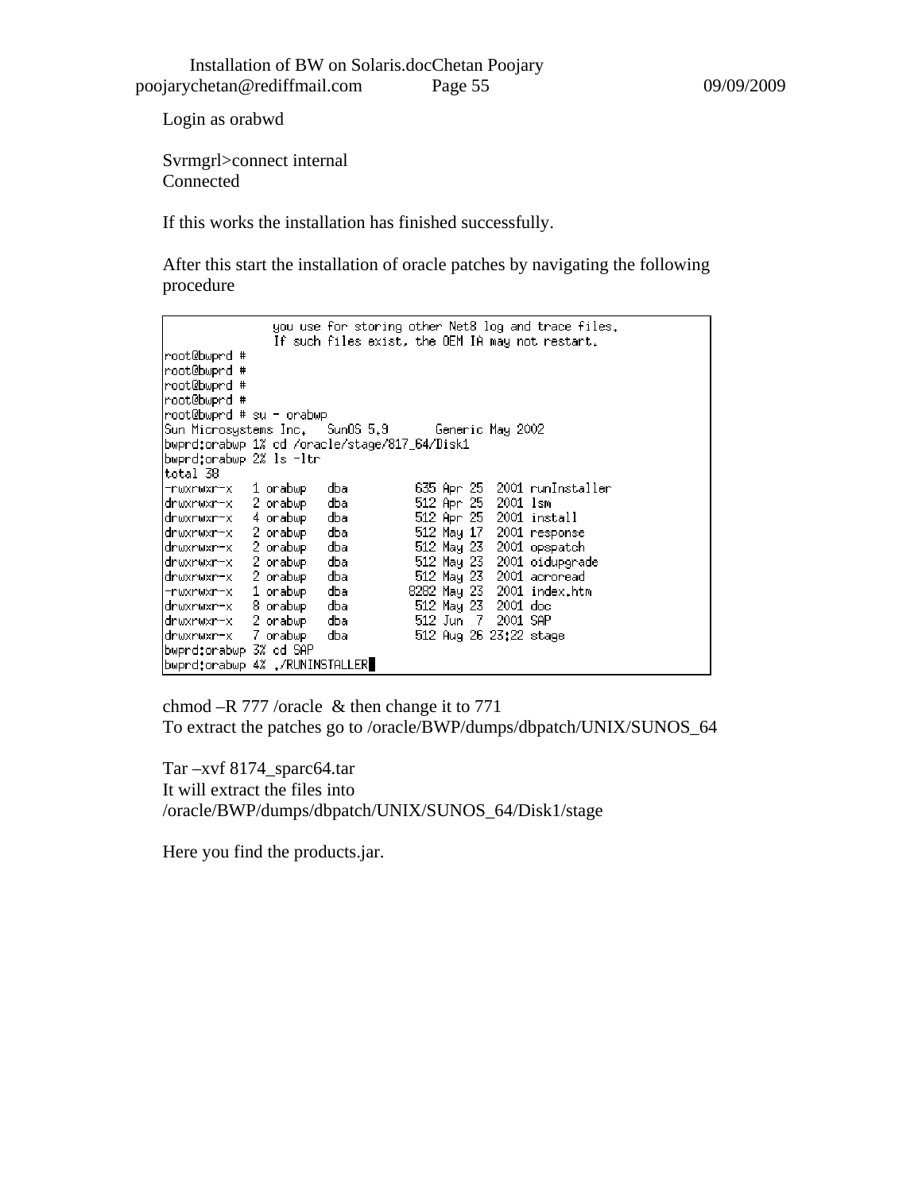Login as orabwd

Svrmgrl>connect internal
Connected

If this works the installation has finished successfully.

After this start the installation of oracle patches by navigating the following procedure

```
              you use for storing other Net8 log and trace files.
              If such files exist, the OEM IA may not restart.
root@bwprd #
root@bwprd #
root@bwprd #
root@bwprd #
root@bwprd # su - orabwp
Sun Microsystems Inc.   SunOS 5.9       Generic May 2002
bwprd:orabwp 1% cd /oracle/stage/817_64/Disk1
bwprd:orabwp 2% ls -ltr
total 38
-rwxrwxr-x   1 orabwp   dba          635 Apr 25  2001 runInstaller
drwxrwxr-x   2 orabwp   dba          512 Apr 25  2001 lsm
drwxrwxr-x   4 orabwp   dba          512 Apr 25  2001 install
drwxrwxr-x   2 orabwp   dba          512 May 17  2001 response
drwxrwxr-x   2 orabwp   dba          512 May 23  2001 opspatch
drwxrwxr-x   2 orabwp   dba          512 May 23  2001 oidupgrade
drwxrwxr-x   2 orabwp   dba          512 May 23  2001 acroread
-rwxrwxr-x   1 orabwp   dba         8282 May 23  2001 index.htm
drwxrwxr-x   8 orabwp   dba          512 May 23  2001 doc
drwxrwxr-x   2 orabwp   dba          512 Jun  7  2001 SAP
drwxrwxr-x   7 orabwp   dba          512 Aug 26 23:22 stage
bwprd:orabwp 3% cd SAP
bwprd:orabwp 4% ./RUNINSTALLER
```

chmod –R 777 /oracle & then change it to 771
To extract the patches go to /oracle/BWP/dumps/dbpatch/UNIX/SUNOS_64

Tar –xvf 8174_sparc64.tar
It will extract the files into
/oracle/BWP/dumps/dbpatch/UNIX/SUNOS_64/Disk1/stage

Here you find the products.jar.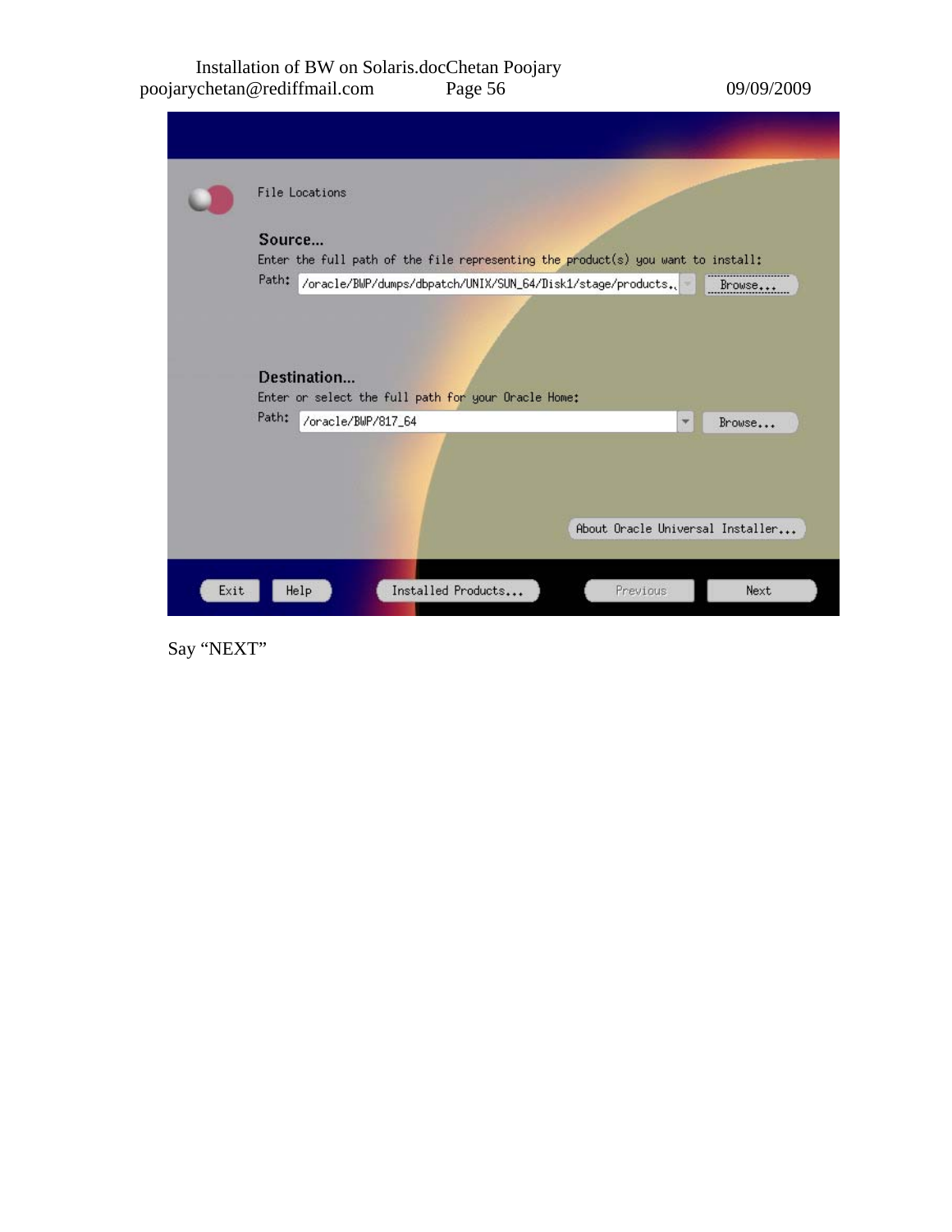File Locations

**Source...**

Enter the full path of the file representing the product(s) you want to install:

Path: /oracle/BWP/dumps/dbpatch/UNIX/SUN_64/Disk1/stage/products.

Browse...

**Destination...**

Enter or select the full path for your Oracle Home:

Path: /oracle/BWP/817_64

Browse...

About Oracle Universal Installer...

Exit Help Installed Products... Previous Next

Say "NEXT"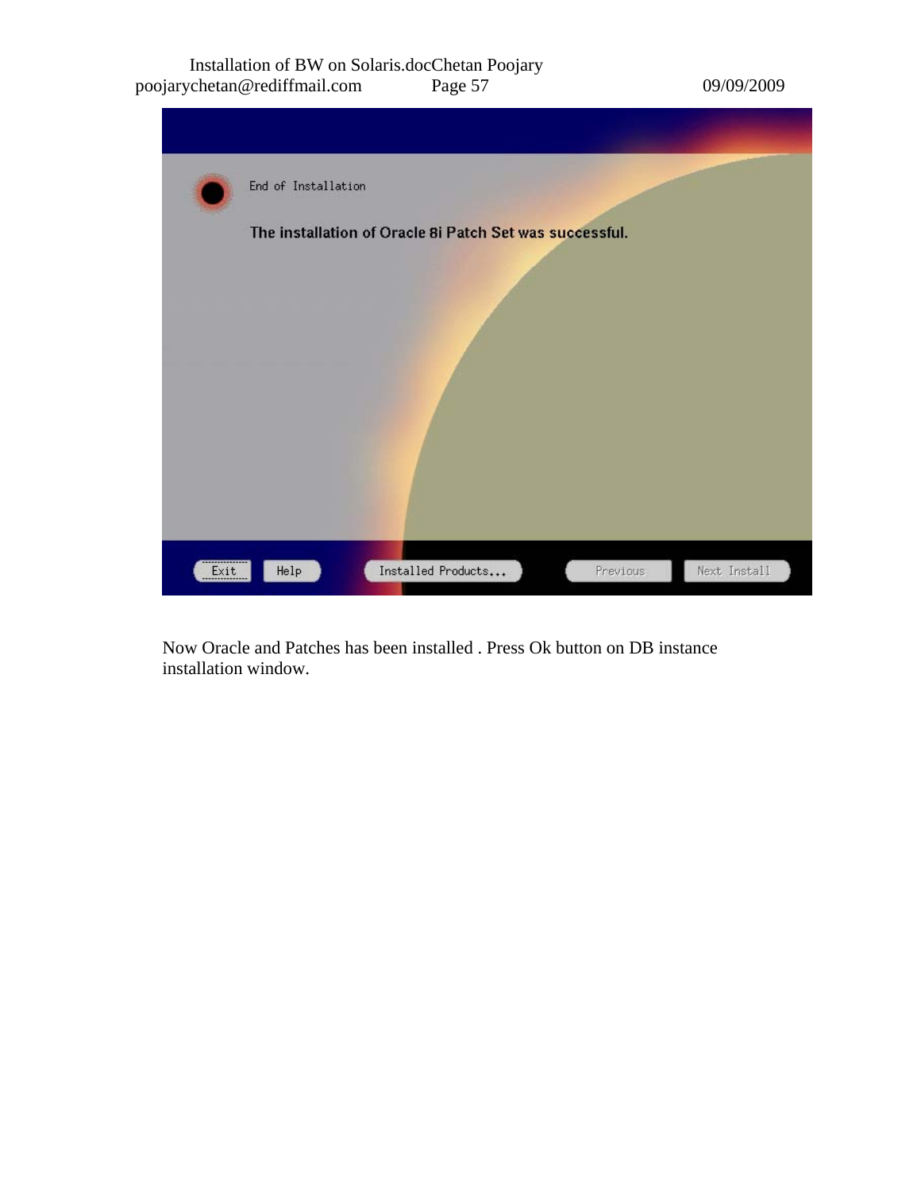End of Installation

**The installation of Oracle 8i Patch Set was successful.**

Exit | Help | Installed Products... | Previous | Next Install

Now Oracle and Patches has been installed . Press Ok button on DB instance installation window.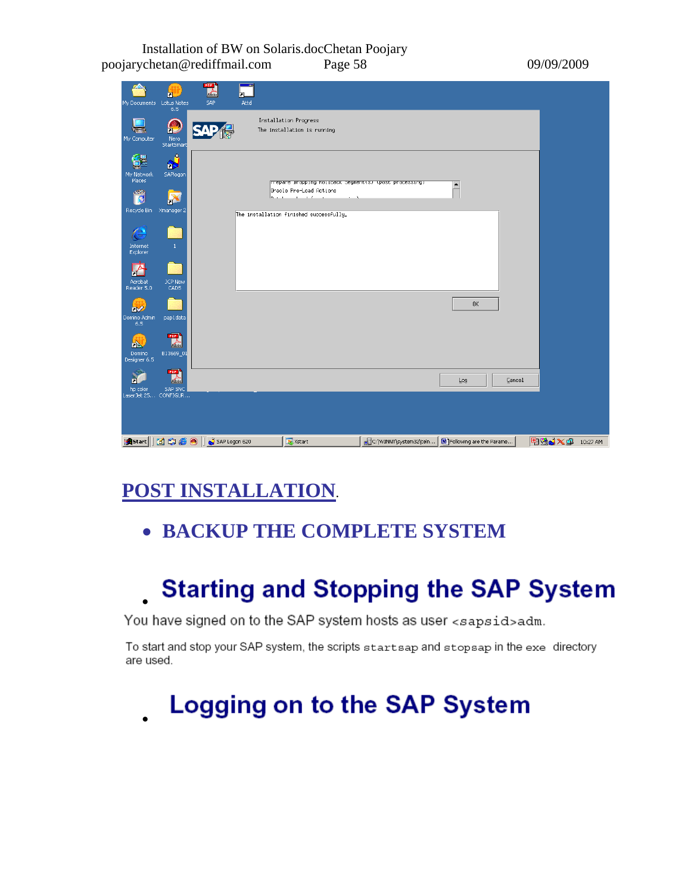## POST INSTALLATION.

- **BACKUP THE COMPLETE SYSTEM**

- ## Starting and Stopping the SAP System

You have signed on to the SAP system hosts as user `<sapsid>adm`.

To start and stop your SAP system, the scripts `startsap` and `stopsap` in the `exe` directory are used.

- ## Logging on to the SAP System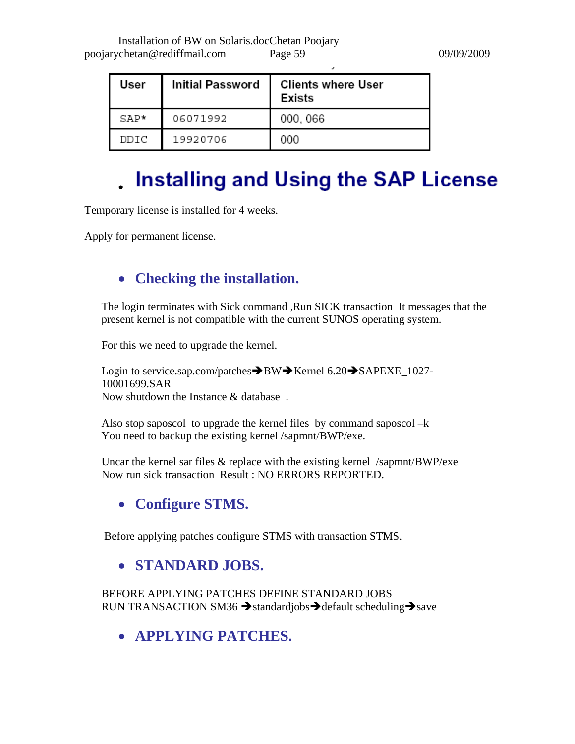| User | Initial Password | Clients where User Exists |
| --- | --- | --- |
| SAP* | 06071992 | 000, 066 |
| DDIC | 19920706 | 000 |

## Installing and Using the SAP License

Temporary license is installed for 4 weeks.

Apply for permanent license.

### Checking the installation.

The login terminates with Sick command ,Run SICK transaction It messages that the present kernel is not compatible with the current SUNOS operating system.

For this we need to upgrade the kernel.

Login to service.sap.com/patches➔BW➔Kernel 6.20➔SAPEXE_1027-10001699.SAR
Now shutdown the Instance & database .

Also stop saposcol to upgrade the kernel files by command saposcol –k
You need to backup the existing kernel /sapmnt/BWP/exe.

Uncar the kernel sar files & replace with the existing kernel /sapmnt/BWP/exe
Now run sick transaction Result : NO ERRORS REPORTED.

### Configure STMS.

Before applying patches configure STMS with transaction STMS.

### STANDARD JOBS.

BEFORE APPLYING PATCHES DEFINE STANDARD JOBS
RUN TRANSACTION SM36 ➔standardjobs➔default scheduling➔save

### APPLYING PATCHES.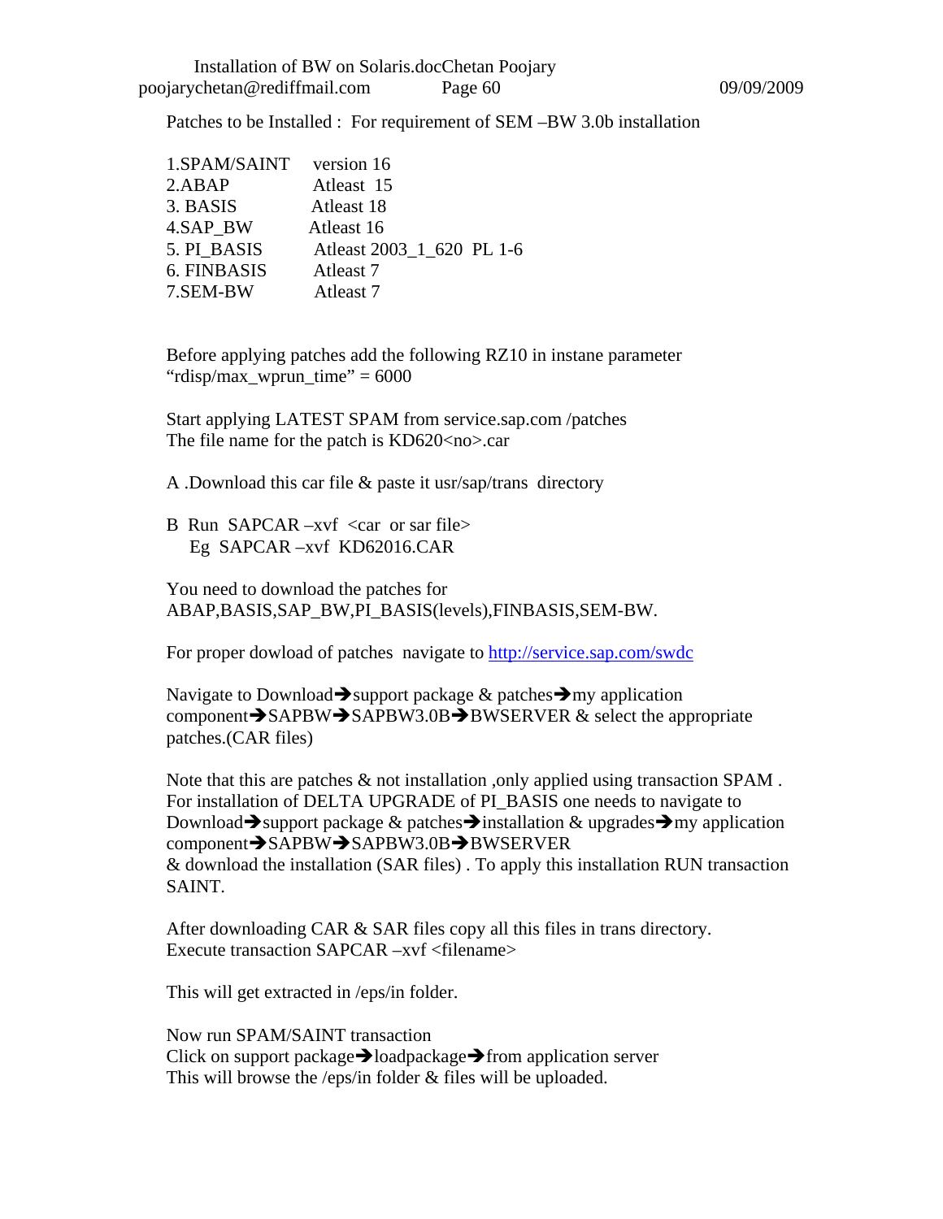Patches to be Installed : For requirement of SEM –BW 3.0b installation

1.SPAM/SAINT version 16
2.ABAP Atleast 15
3. BASIS Atleast 18
4.SAP_BW Atleast 16
5. PI_BASIS Atleast 2003_1_620 PL 1-6
6. FINBASIS Atleast 7
7.SEM-BW Atleast 7

Before applying patches add the following RZ10 in instane parameter "rdisp/max_wprun_time" = 6000

Start applying LATEST SPAM from service.sap.com /patches
The file name for the patch is KD620<no>.car

A .Download this car file & paste it usr/sap/trans directory

B Run SAPCAR –xvf <car or sar file>
Eg SAPCAR –xvf KD62016.CAR

You need to download the patches for ABAP,BASIS,SAP_BW,PI_BASIS(levels),FINBASIS,SEM-BW.

For proper dowload of patches navigate to http://service.sap.com/swdc

Navigate to Download➔support package & patches➔my application component➔SAPBW➔SAPBW3.0B➔BWSERVER & select the appropriate patches.(CAR files)

Note that this are patches & not installation ,only applied using transaction SPAM . For installation of DELTA UPGRADE of PI_BASIS one needs to navigate to Download➔support package & patches➔installation & upgrades➔my application component➔SAPBW➔SAPBW3.0B➔BWSERVER & download the installation (SAR files) . To apply this installation RUN transaction SAINT.

After downloading CAR & SAR files copy all this files in trans directory.
Execute transaction SAPCAR –xvf <filename>

This will get extracted in /eps/in folder.

Now run SPAM/SAINT transaction
Click on support package➔loadpackage➔from application server
This will browse the /eps/in folder & files will be uploaded.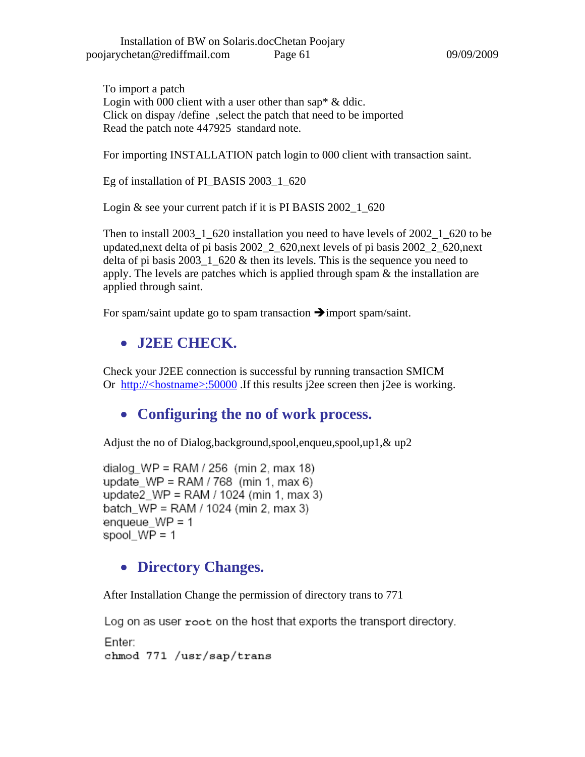To import a patch
Login with 000 client with a user other than sap* & ddic.
Click on dispay /define ,select the patch that need to be imported
Read the patch note 447925 standard note.

For importing INSTALLATION patch login to 000 client with transaction saint.

Eg of installation of PI_BASIS 2003_1_620

Login & see your current patch if it is PI BASIS 2002_1_620

Then to install 2003_1_620 installation you need to have levels of 2002_1_620 to be updated,next delta of pi basis 2002_2_620,next levels of pi basis 2002_2_620,next delta of pi basis 2003_1_620 & then its levels. This is the sequence you need to apply. The levels are patches which is applied through spam & the installation are applied through saint.

For spam/saint update go to spam transaction →import spam/saint.

- ## J2EE CHECK.

Check your J2EE connection is successful by running transaction SMICM
Or [http://<hostname>:50000](http://<hostname>:50000) .If this results j2ee screen then j2ee is working.

- ## Configuring the no of work process.

Adjust the no of Dialog,background,spool,enqueu,spool,up1,& up2

```
dialog_WP = RAM / 256  (min 2, max 18)
update_WP = RAM / 768  (min 1, max 6)
update2_WP = RAM / 1024 (min 1, max 3)
batch_WP = RAM / 1024 (min 2, max 3)
enqueue_WP = 1
spool_WP = 1
```

- ## Directory Changes.

After Installation Change the permission of directory trans to 771

Log on as user `root` on the host that exports the transport directory.

Enter:

```
chmod 771 /usr/sap/trans
```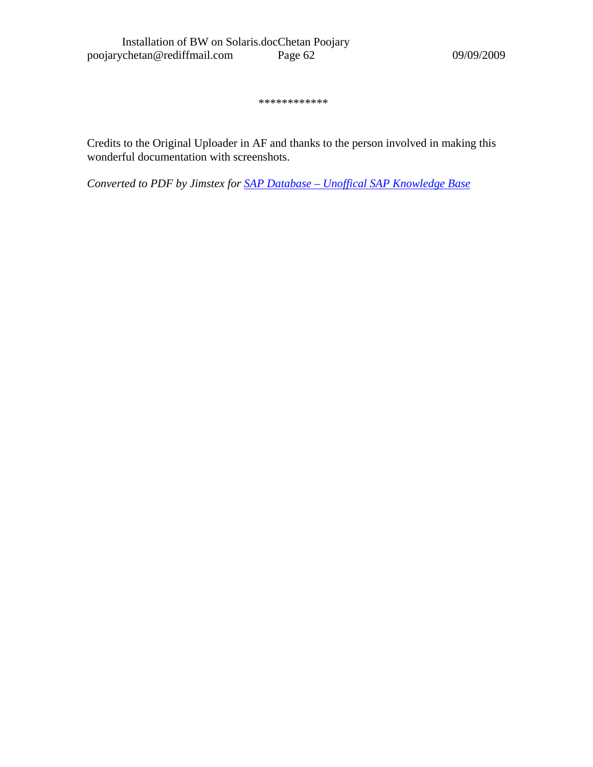************

Credits to the Original Uploader in AF and thanks to the person involved in making this wonderful documentation with screenshots.

*Converted to PDF by Jimstex for [SAP Database – Unoffical SAP Knowledge Base]()*